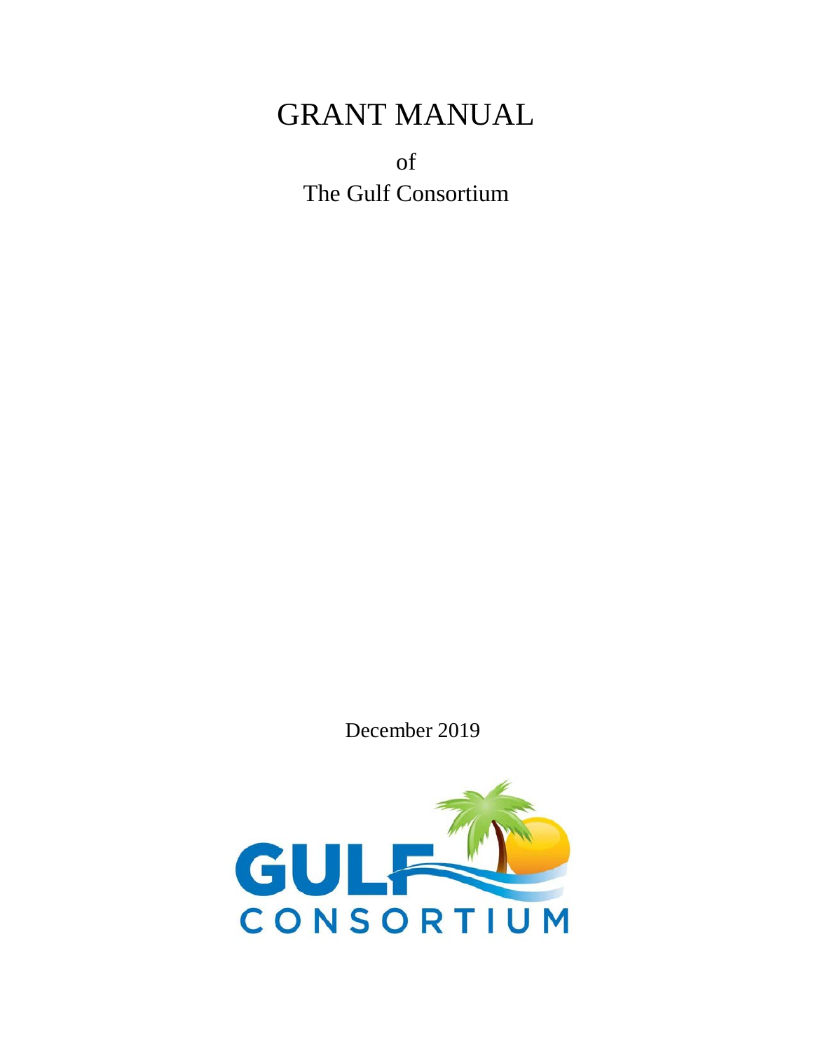# GRANT MANUAL

of

The Gulf Consortium

December 2019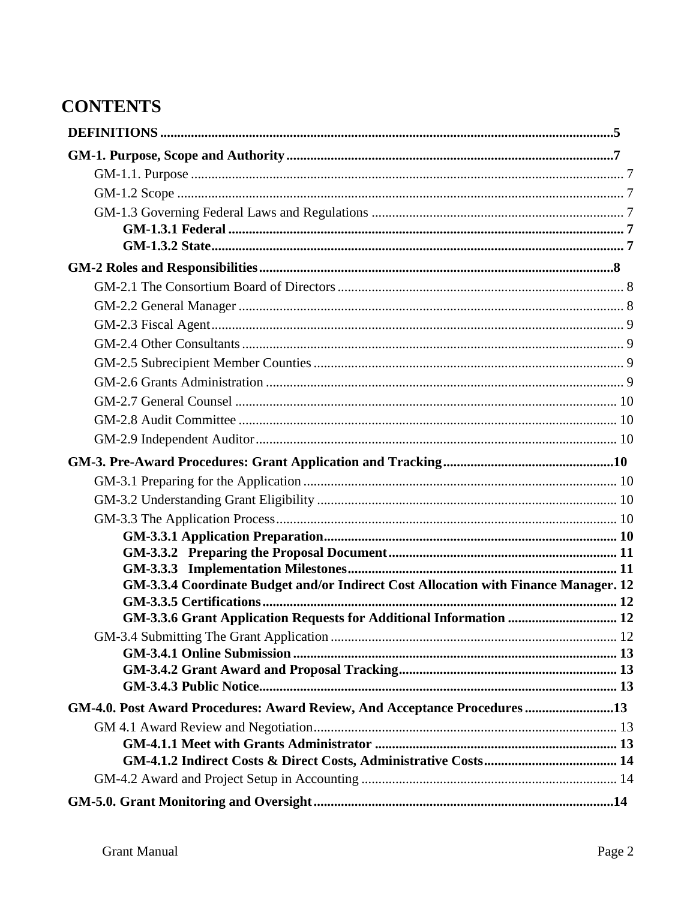# CONTENTS

**DEFINITIONS** ..................................................................................................................5

**GM-1. Purpose, Scope and Authority** ...............................................................................7

- GM-1.1. Purpose ......................................................................................................... 7
- GM-1.2 Scope .............................................................................................................. 7
- GM-1.3 Governing Federal Laws and Regulations ..................................................... 7
  - **GM-1.3.1 Federal** ................................................................................................ 7
  - **GM-1.3.2 State** ..................................................................................................... 7

**GM-2 Roles and Responsibilities** ........................................................................................8

- GM-2.1 The Consortium Board of Directors ............................................................... 8
- GM-2.2 General Manager ............................................................................................ 8
- GM-2.3 Fiscal Agent .................................................................................................... 9
- GM-2.4 Other Consultants ........................................................................................... 9
- GM-2.5 Subrecipient Member Counties ...................................................................... 9
- GM-2.6 Grants Administration .................................................................................... 9
- GM-2.7 General Counsel ............................................................................................ 10
- GM-2.8 Audit Committee ........................................................................................... 10
- GM-2.9 Independent Auditor ...................................................................................... 10

**GM-3. Pre-Award Procedures: Grant Application and Tracking** .....................................10

- GM-3.1 Preparing for the Application ........................................................................ 10
- GM-3.2 Understanding Grant Eligibility .................................................................... 10
- GM-3.3 The Application Process ................................................................................ 10
  - **GM-3.3.1 Application Preparation** ................................................................... 10
  - **GM-3.3.2 Preparing the Proposal Document** ................................................... 11
  - **GM-3.3.3 Implementation Milestones** .............................................................. 11
  - **GM-3.3.4 Coordinate Budget and/or Indirect Cost Allocation with Finance Manager.** 12
  - **GM-3.3.5 Certifications** ..................................................................................... 12
  - **GM-3.3.6 Grant Application Requests for Additional Information** ................... 12
- GM-3.4 Submitting The Grant Application ................................................................ 12
  - **GM-3.4.1 Online Submission** ............................................................................ 13
  - **GM-3.4.2 Grant Award and Proposal Tracking** ................................................ 13
  - **GM-3.4.3 Public Notice** ..................................................................................... 13

**GM-4.0. Post Award Procedures: Award Review, And Acceptance Procedures** ..........13

- GM 4.1 Award Review and Negotiation ..................................................................... 13
  - **GM-4.1.1 Meet with Grants Administrator** ....................................................... 13
  - **GM-4.1.2 Indirect Costs & Direct Costs, Administrative Costs** ........................ 14
- GM-4.2 Award and Project Setup in Accounting ........................................................ 14

**GM-5.0. Grant Monitoring and Oversight** .......................................................................14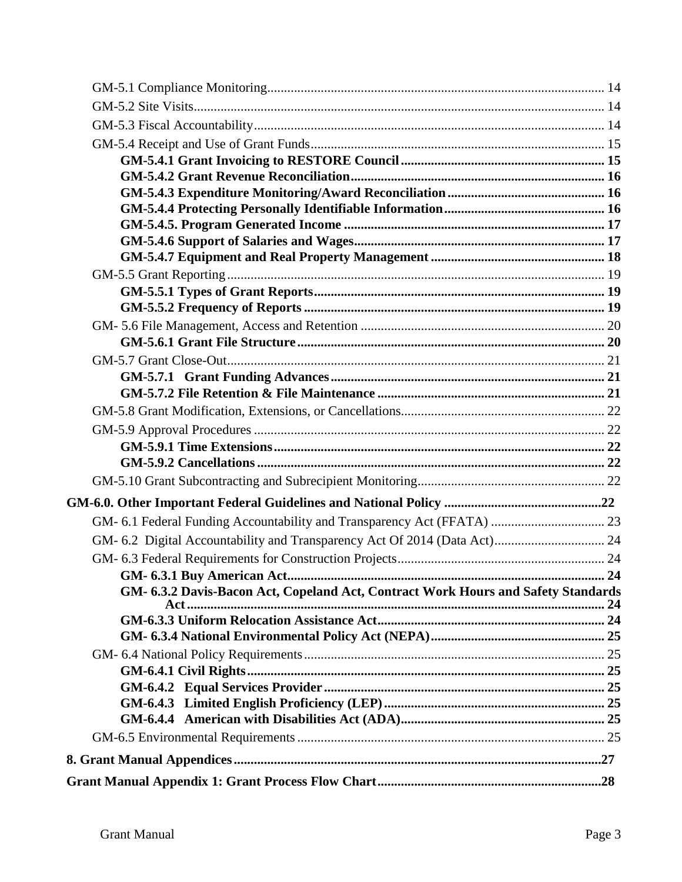GM-5.1 Compliance Monitoring .................... 14

GM-5.2 Site Visits .................... 14

GM-5.3 Fiscal Accountability .................... 14

GM-5.4 Receipt and Use of Grant Funds .................... 15

**GM-5.4.1 Grant Invoicing to RESTORE Council .................... 15**

**GM-5.4.2 Grant Revenue Reconciliation .................... 16**

**GM-5.4.3 Expenditure Monitoring/Award Reconciliation .................... 16**

**GM-5.4.4 Protecting Personally Identifiable Information .................... 16**

**GM-5.4.5. Program Generated Income .................... 17**

**GM-5.4.6 Support of Salaries and Wages .................... 17**

**GM-5.4.7 Equipment and Real Property Management .................... 18**

GM-5.5 Grant Reporting .................... 19

**GM-5.5.1 Types of Grant Reports .................... 19**

**GM-5.5.2 Frequency of Reports .................... 19**

GM- 5.6 File Management, Access and Retention .................... 20

**GM-5.6.1 Grant File Structure .................... 20**

GM-5.7 Grant Close-Out .................... 21

**GM-5.7.1 Grant Funding Advances .................... 21**

**GM-5.7.2 File Retention & File Maintenance .................... 21**

GM-5.8 Grant Modification, Extensions, or Cancellations .................... 22

GM-5.9 Approval Procedures .................... 22

**GM-5.9.1 Time Extensions .................... 22**

**GM-5.9.2 Cancellations .................... 22**

GM-5.10 Grant Subcontracting and Subrecipient Monitoring .................... 22

**GM-6.0. Other Important Federal Guidelines and National Policy .................... 22**

GM- 6.1 Federal Funding Accountability and Transparency Act (FFATA) .................... 23

GM- 6.2 Digital Accountability and Transparency Act Of 2014 (Data Act) .................... 24

GM- 6.3 Federal Requirements for Construction Projects .................... 24

**GM- 6.3.1 Buy American Act .................... 24**

**GM- 6.3.2 Davis-Bacon Act, Copeland Act, Contract Work Hours and Safety Standards Act .................... 24**

**GM-6.3.3 Uniform Relocation Assistance Act .................... 24**

**GM- 6.3.4 National Environmental Policy Act (NEPA) .................... 25**

GM- 6.4 National Policy Requirements .................... 25

**GM-6.4.1 Civil Rights .................... 25**

**GM-6.4.2 Equal Services Provider .................... 25**

**GM-6.4.3 Limited English Proficiency (LEP) .................... 25**

**GM-6.4.4 American with Disabilities Act (ADA) .................... 25**

GM-6.5 Environmental Requirements .................... 25

**8. Grant Manual Appendices .................... 27**

**Grant Manual Appendix 1: Grant Process Flow Chart .................... 28**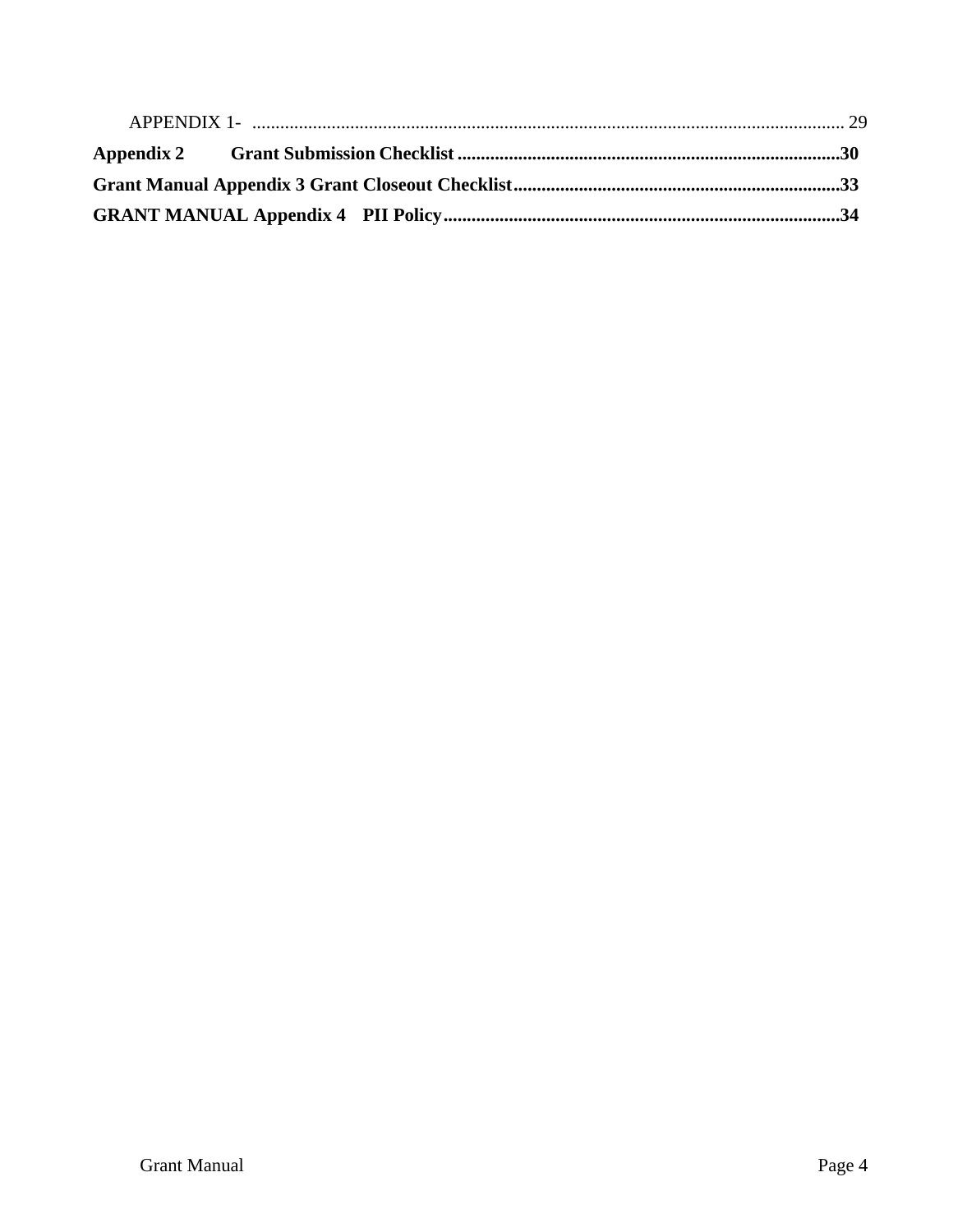APPENDIX 1- ............................................................................................................................. 29

**Appendix 2 Grant Submission Checklist .................................................................................30**

**Grant Manual Appendix 3 Grant Closeout Checklist.....................................................................33**

**GRANT MANUAL Appendix 4 PII Policy....................................................................................34**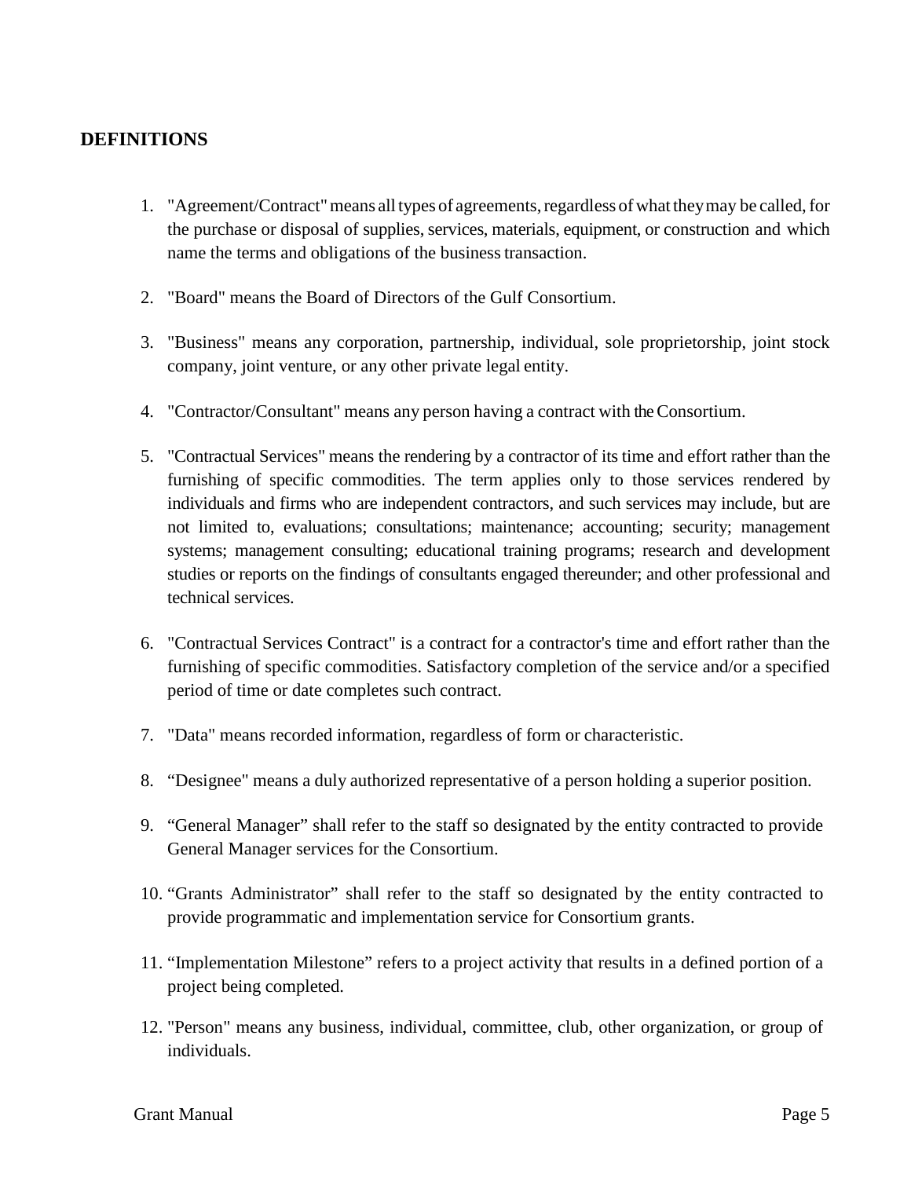## DEFINITIONS

1. "Agreement/Contract" means all types of agreements, regardless of what they may be called, for the purchase or disposal of supplies, services, materials, equipment, or construction and which name the terms and obligations of the business transaction.

2. "Board" means the Board of Directors of the Gulf Consortium.

3. "Business" means any corporation, partnership, individual, sole proprietorship, joint stock company, joint venture, or any other private legal entity.

4. "Contractor/Consultant" means any person having a contract with the Consortium.

5. "Contractual Services" means the rendering by a contractor of its time and effort rather than the furnishing of specific commodities. The term applies only to those services rendered by individuals and firms who are independent contractors, and such services may include, but are not limited to, evaluations; consultations; maintenance; accounting; security; management systems; management consulting; educational training programs; research and development studies or reports on the findings of consultants engaged thereunder; and other professional and technical services.

6. "Contractual Services Contract" is a contract for a contractor's time and effort rather than the furnishing of specific commodities. Satisfactory completion of the service and/or a specified period of time or date completes such contract.

7. "Data" means recorded information, regardless of form or characteristic.

8. "Designee" means a duly authorized representative of a person holding a superior position.

9. "General Manager" shall refer to the staff so designated by the entity contracted to provide General Manager services for the Consortium.

10. "Grants Administrator" shall refer to the staff so designated by the entity contracted to provide programmatic and implementation service for Consortium grants.

11. "Implementation Milestone" refers to a project activity that results in a defined portion of a project being completed.

12. "Person" means any business, individual, committee, club, other organization, or group of individuals.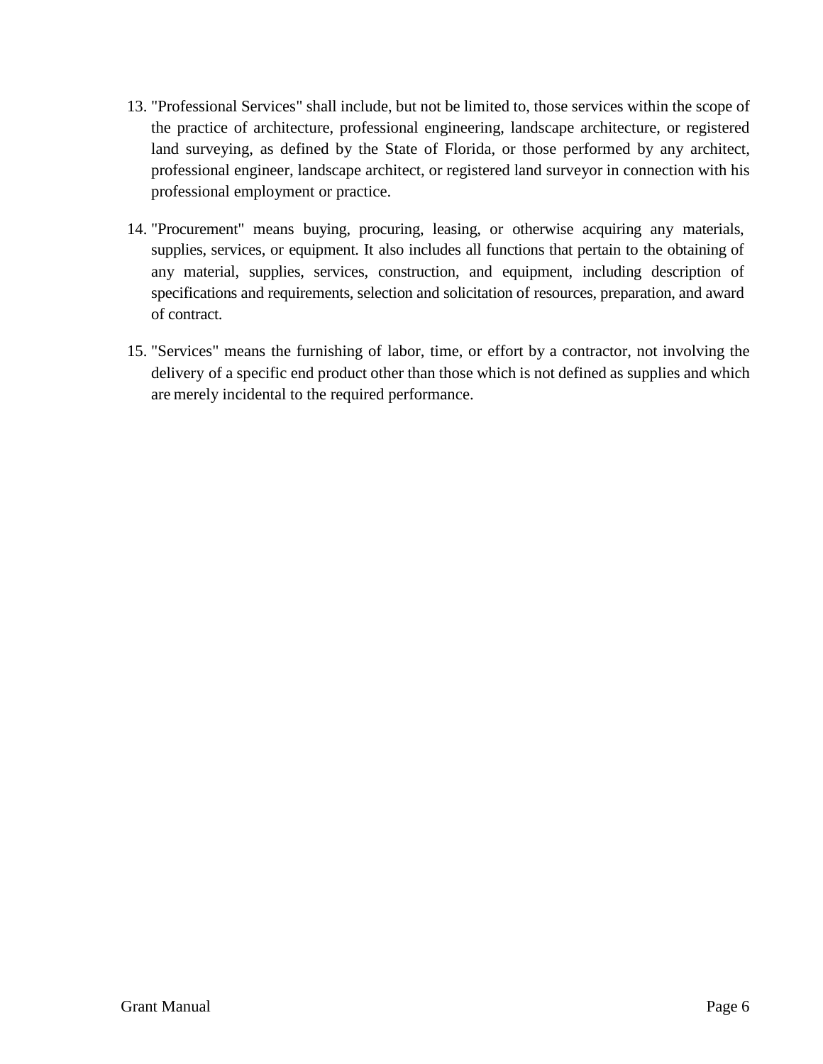13. "Professional Services" shall include, but not be limited to, those services within the scope of the practice of architecture, professional engineering, landscape architecture, or registered land surveying, as defined by the State of Florida, or those performed by any architect, professional engineer, landscape architect, or registered land surveyor in connection with his professional employment or practice.

14. "Procurement" means buying, procuring, leasing, or otherwise acquiring any materials, supplies, services, or equipment. It also includes all functions that pertain to the obtaining of any material, supplies, services, construction, and equipment, including description of specifications and requirements, selection and solicitation of resources, preparation, and award of contract.

15. "Services" means the furnishing of labor, time, or effort by a contractor, not involving the delivery of a specific end product other than those which is not defined as supplies and which are merely incidental to the required performance.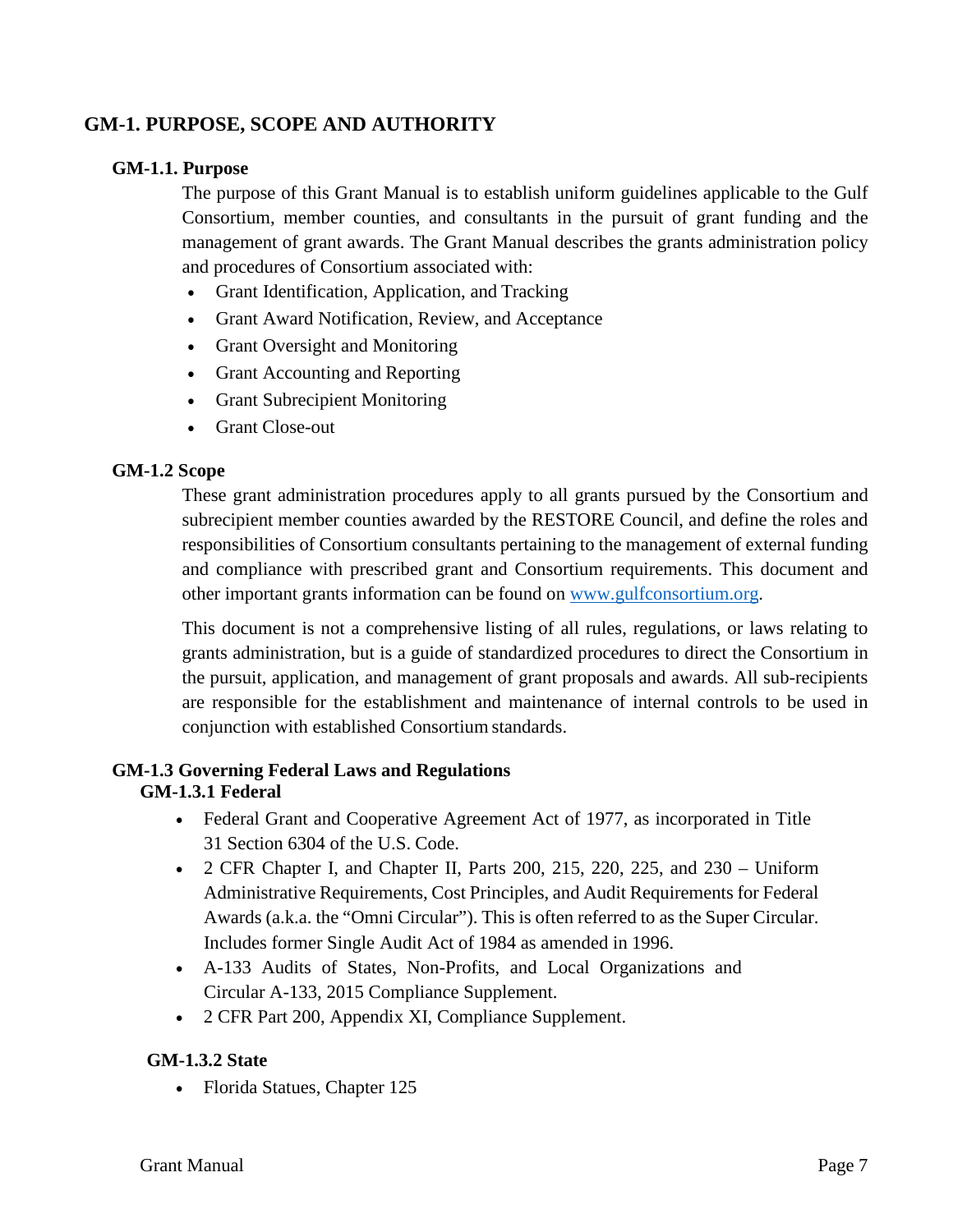## GM-1. PURPOSE, SCOPE AND AUTHORITY

### GM-1.1. Purpose

The purpose of this Grant Manual is to establish uniform guidelines applicable to the Gulf Consortium, member counties, and consultants in the pursuit of grant funding and the management of grant awards. The Grant Manual describes the grants administration policy and procedures of Consortium associated with:

- Grant Identification, Application, and Tracking
- Grant Award Notification, Review, and Acceptance
- Grant Oversight and Monitoring
- Grant Accounting and Reporting
- Grant Subrecipient Monitoring
- Grant Close-out

### GM-1.2 Scope

These grant administration procedures apply to all grants pursued by the Consortium and subrecipient member counties awarded by the RESTORE Council, and define the roles and responsibilities of Consortium consultants pertaining to the management of external funding and compliance with prescribed grant and Consortium requirements. This document and other important grants information can be found on [www.gulfconsortium.org](http://www.gulfconsortium.org).

This document is not a comprehensive listing of all rules, regulations, or laws relating to grants administration, but is a guide of standardized procedures to direct the Consortium in the pursuit, application, and management of grant proposals and awards. All sub-recipients are responsible for the establishment and maintenance of internal controls to be used in conjunction with established Consortium standards.

### GM-1.3 Governing Federal Laws and Regulations

#### GM-1.3.1 Federal

- Federal Grant and Cooperative Agreement Act of 1977, as incorporated in Title 31 Section 6304 of the U.S. Code.
- 2 CFR Chapter I, and Chapter II, Parts 200, 215, 220, 225, and 230 – Uniform Administrative Requirements, Cost Principles, and Audit Requirements for Federal Awards (a.k.a. the "Omni Circular"). This is often referred to as the Super Circular. Includes former Single Audit Act of 1984 as amended in 1996.
- A-133 Audits of States, Non-Profits, and Local Organizations and Circular A-133, 2015 Compliance Supplement.
- 2 CFR Part 200, Appendix XI, Compliance Supplement.

#### GM-1.3.2 State

- Florida Statues, Chapter 125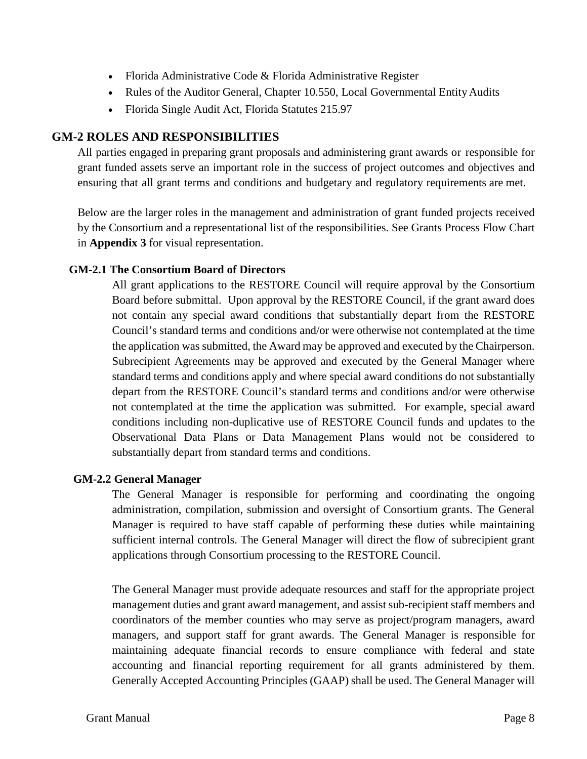- Florida Administrative Code & Florida Administrative Register
- Rules of the Auditor General, Chapter 10.550, Local Governmental Entity Audits
- Florida Single Audit Act, Florida Statutes 215.97

## GM-2 ROLES AND RESPONSIBILITIES

All parties engaged in preparing grant proposals and administering grant awards or responsible for grant funded assets serve an important role in the success of project outcomes and objectives and ensuring that all grant terms and conditions and budgetary and regulatory requirements are met.

Below are the larger roles in the management and administration of grant funded projects received by the Consortium and a representational list of the responsibilities. See Grants Process Flow Chart in **Appendix 3** for visual representation.

### GM-2.1 The Consortium Board of Directors

All grant applications to the RESTORE Council will require approval by the Consortium Board before submittal. Upon approval by the RESTORE Council, if the grant award does not contain any special award conditions that substantially depart from the RESTORE Council's standard terms and conditions and/or were otherwise not contemplated at the time the application was submitted, the Award may be approved and executed by the Chairperson. Subrecipient Agreements may be approved and executed by the General Manager where standard terms and conditions apply and where special award conditions do not substantially depart from the RESTORE Council's standard terms and conditions and/or were otherwise not contemplated at the time the application was submitted. For example, special award conditions including non-duplicative use of RESTORE Council funds and updates to the Observational Data Plans or Data Management Plans would not be considered to substantially depart from standard terms and conditions.

### GM-2.2 General Manager

The General Manager is responsible for performing and coordinating the ongoing administration, compilation, submission and oversight of Consortium grants. The General Manager is required to have staff capable of performing these duties while maintaining sufficient internal controls. The General Manager will direct the flow of subrecipient grant applications through Consortium processing to the RESTORE Council.

The General Manager must provide adequate resources and staff for the appropriate project management duties and grant award management, and assist sub-recipient staff members and coordinators of the member counties who may serve as project/program managers, award managers, and support staff for grant awards. The General Manager is responsible for maintaining adequate financial records to ensure compliance with federal and state accounting and financial reporting requirement for all grants administered by them. Generally Accepted Accounting Principles (GAAP) shall be used. The General Manager will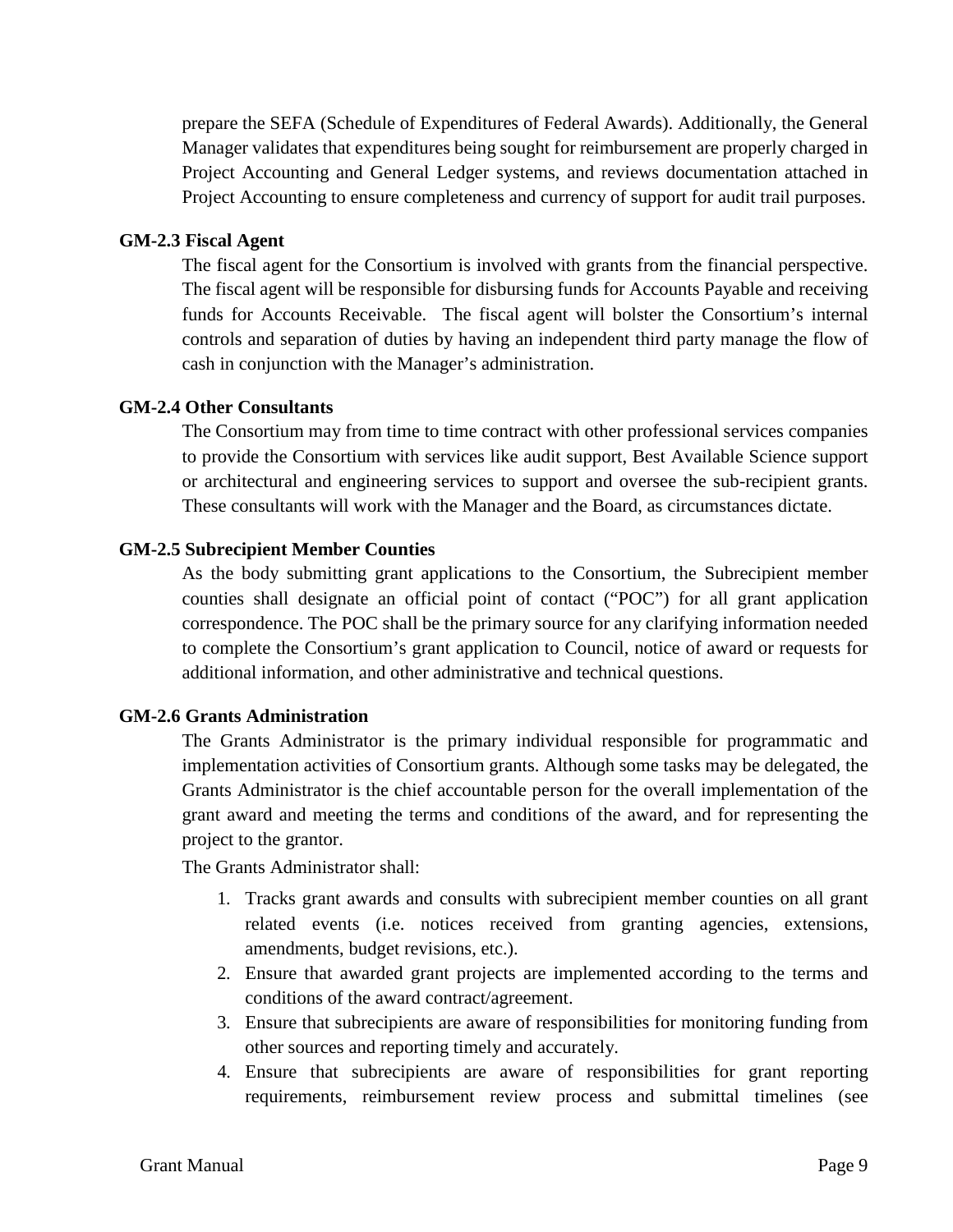prepare the SEFA (Schedule of Expenditures of Federal Awards). Additionally, the General Manager validates that expenditures being sought for reimbursement are properly charged in Project Accounting and General Ledger systems, and reviews documentation attached in Project Accounting to ensure completeness and currency of support for audit trail purposes.

### GM-2.3 Fiscal Agent

The fiscal agent for the Consortium is involved with grants from the financial perspective. The fiscal agent will be responsible for disbursing funds for Accounts Payable and receiving funds for Accounts Receivable. The fiscal agent will bolster the Consortium's internal controls and separation of duties by having an independent third party manage the flow of cash in conjunction with the Manager's administration.

### GM-2.4 Other Consultants

The Consortium may from time to time contract with other professional services companies to provide the Consortium with services like audit support, Best Available Science support or architectural and engineering services to support and oversee the sub-recipient grants. These consultants will work with the Manager and the Board, as circumstances dictate.

### GM-2.5 Subrecipient Member Counties

As the body submitting grant applications to the Consortium, the Subrecipient member counties shall designate an official point of contact ("POC") for all grant application correspondence. The POC shall be the primary source for any clarifying information needed to complete the Consortium's grant application to Council, notice of award or requests for additional information, and other administrative and technical questions.

### GM-2.6 Grants Administration

The Grants Administrator is the primary individual responsible for programmatic and implementation activities of Consortium grants. Although some tasks may be delegated, the Grants Administrator is the chief accountable person for the overall implementation of the grant award and meeting the terms and conditions of the award, and for representing the project to the grantor.

The Grants Administrator shall:

1. Tracks grant awards and consults with subrecipient member counties on all grant related events (i.e. notices received from granting agencies, extensions, amendments, budget revisions, etc.).
2. Ensure that awarded grant projects are implemented according to the terms and conditions of the award contract/agreement.
3. Ensure that subrecipients are aware of responsibilities for monitoring funding from other sources and reporting timely and accurately.
4. Ensure that subrecipients are aware of responsibilities for grant reporting requirements, reimbursement review process and submittal timelines (see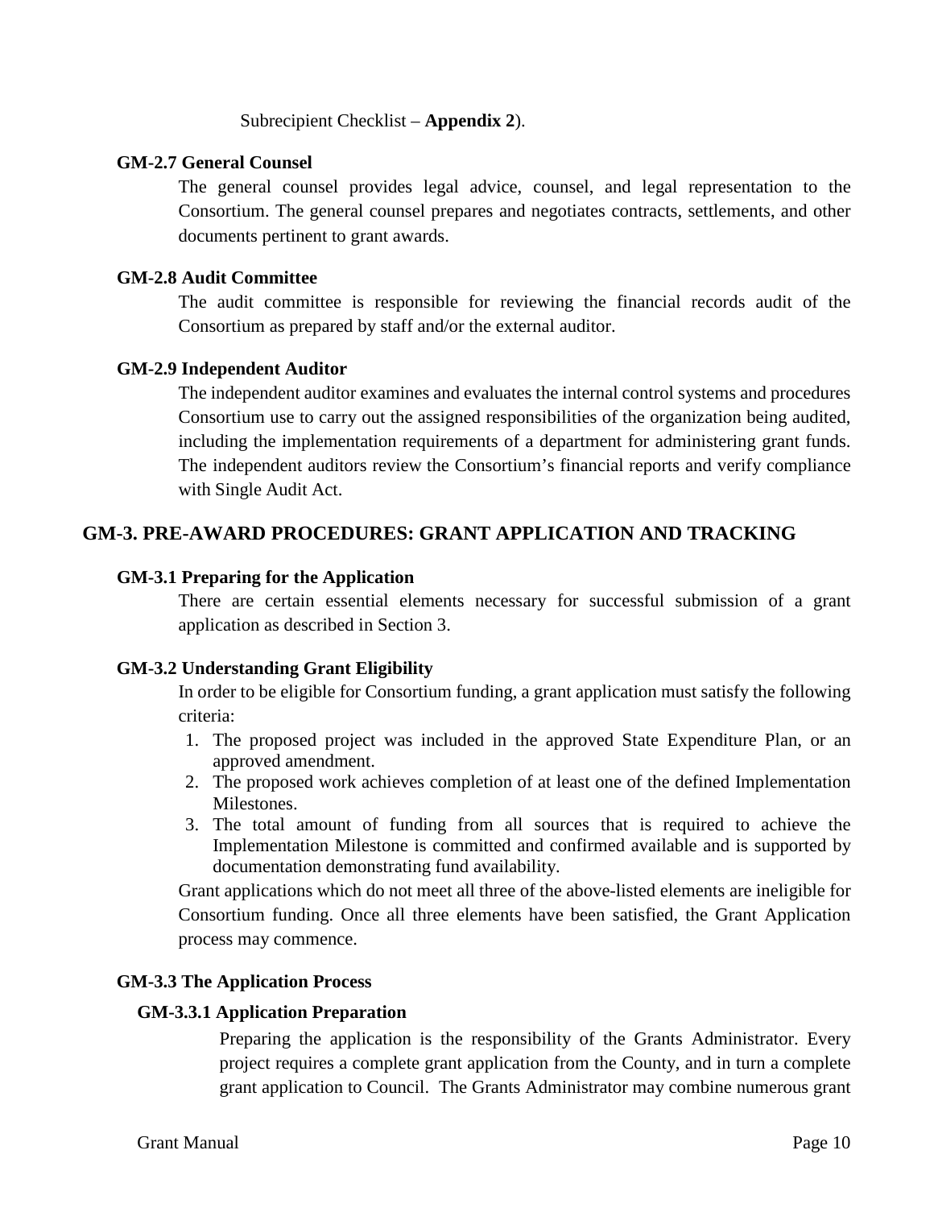Subrecipient Checklist – **Appendix 2**).

### GM-2.7 General Counsel

The general counsel provides legal advice, counsel, and legal representation to the Consortium. The general counsel prepares and negotiates contracts, settlements, and other documents pertinent to grant awards.

### GM-2.8 Audit Committee

The audit committee is responsible for reviewing the financial records audit of the Consortium as prepared by staff and/or the external auditor.

### GM-2.9 Independent Auditor

The independent auditor examines and evaluates the internal control systems and procedures Consortium use to carry out the assigned responsibilities of the organization being audited, including the implementation requirements of a department for administering grant funds. The independent auditors review the Consortium's financial reports and verify compliance with Single Audit Act.

## GM-3. PRE-AWARD PROCEDURES: GRANT APPLICATION AND TRACKING

### GM-3.1 Preparing for the Application

There are certain essential elements necessary for successful submission of a grant application as described in Section 3.

### GM-3.2 Understanding Grant Eligibility

In order to be eligible for Consortium funding, a grant application must satisfy the following criteria:

1. The proposed project was included in the approved State Expenditure Plan, or an approved amendment.
2. The proposed work achieves completion of at least one of the defined Implementation Milestones.
3. The total amount of funding from all sources that is required to achieve the Implementation Milestone is committed and confirmed available and is supported by documentation demonstrating fund availability.

Grant applications which do not meet all three of the above-listed elements are ineligible for Consortium funding. Once all three elements have been satisfied, the Grant Application process may commence.

### GM-3.3 The Application Process

#### GM-3.3.1 Application Preparation

Preparing the application is the responsibility of the Grants Administrator. Every project requires a complete grant application from the County, and in turn a complete grant application to Council. The Grants Administrator may combine numerous grant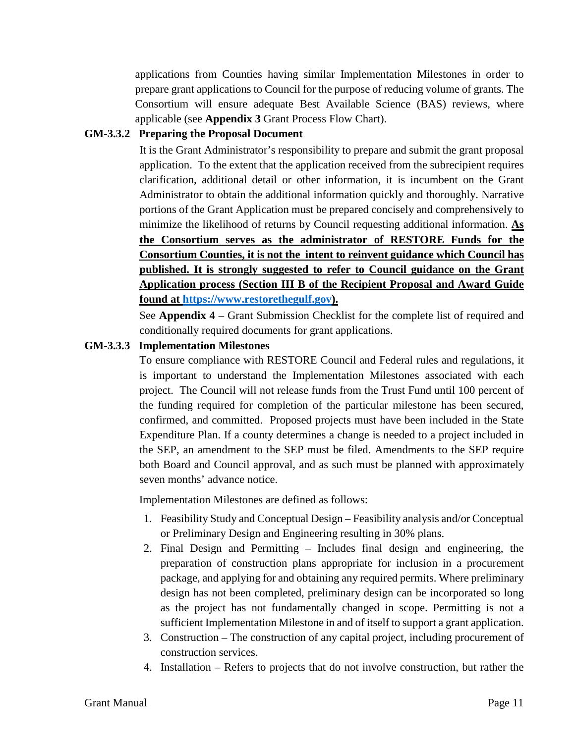applications from Counties having similar Implementation Milestones in order to prepare grant applications to Council for the purpose of reducing volume of grants. The Consortium will ensure adequate Best Available Science (BAS) reviews, where applicable (see **Appendix 3** Grant Process Flow Chart).

### GM-3.3.2 Preparing the Proposal Document

It is the Grant Administrator's responsibility to prepare and submit the grant proposal application. To the extent that the application received from the subrecipient requires clarification, additional detail or other information, it is incumbent on the Grant Administrator to obtain the additional information quickly and thoroughly. Narrative portions of the Grant Application must be prepared concisely and comprehensively to minimize the likelihood of returns by Council requesting additional information. **As the Consortium serves as the administrator of RESTORE Funds for the Consortium Counties, it is not the intent to reinvent guidance which Council has published. It is strongly suggested to refer to Council guidance on the Grant Application process (Section III B of the Recipient Proposal and Award Guide found at https://www.restorethegulf.gov).**

See **Appendix 4** – Grant Submission Checklist for the complete list of required and conditionally required documents for grant applications.

### GM-3.3.3 Implementation Milestones

To ensure compliance with RESTORE Council and Federal rules and regulations, it is important to understand the Implementation Milestones associated with each project. The Council will not release funds from the Trust Fund until 100 percent of the funding required for completion of the particular milestone has been secured, confirmed, and committed. Proposed projects must have been included in the State Expenditure Plan. If a county determines a change is needed to a project included in the SEP, an amendment to the SEP must be filed. Amendments to the SEP require both Board and Council approval, and as such must be planned with approximately seven months' advance notice.

Implementation Milestones are defined as follows:

1. Feasibility Study and Conceptual Design – Feasibility analysis and/or Conceptual or Preliminary Design and Engineering resulting in 30% plans.
2. Final Design and Permitting – Includes final design and engineering, the preparation of construction plans appropriate for inclusion in a procurement package, and applying for and obtaining any required permits. Where preliminary design has not been completed, preliminary design can be incorporated so long as the project has not fundamentally changed in scope. Permitting is not a sufficient Implementation Milestone in and of itself to support a grant application.
3. Construction – The construction of any capital project, including procurement of construction services.
4. Installation – Refers to projects that do not involve construction, but rather the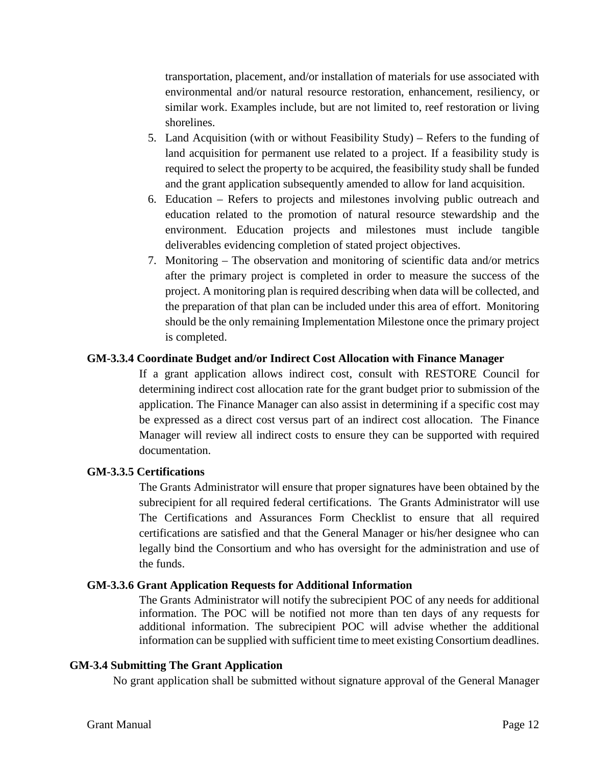transportation, placement, and/or installation of materials for use associated with environmental and/or natural resource restoration, enhancement, resiliency, or similar work. Examples include, but are not limited to, reef restoration or living shorelines.

5. Land Acquisition (with or without Feasibility Study) – Refers to the funding of land acquisition for permanent use related to a project. If a feasibility study is required to select the property to be acquired, the feasibility study shall be funded and the grant application subsequently amended to allow for land acquisition.
6. Education – Refers to projects and milestones involving public outreach and education related to the promotion of natural resource stewardship and the environment. Education projects and milestones must include tangible deliverables evidencing completion of stated project objectives.
7. Monitoring – The observation and monitoring of scientific data and/or metrics after the primary project is completed in order to measure the success of the project. A monitoring plan is required describing when data will be collected, and the preparation of that plan can be included under this area of effort. Monitoring should be the only remaining Implementation Milestone once the primary project is completed.

#### GM-3.3.4 Coordinate Budget and/or Indirect Cost Allocation with Finance Manager

If a grant application allows indirect cost, consult with RESTORE Council for determining indirect cost allocation rate for the grant budget prior to submission of the application. The Finance Manager can also assist in determining if a specific cost may be expressed as a direct cost versus part of an indirect cost allocation. The Finance Manager will review all indirect costs to ensure they can be supported with required documentation.

#### GM-3.3.5 Certifications

The Grants Administrator will ensure that proper signatures have been obtained by the subrecipient for all required federal certifications. The Grants Administrator will use The Certifications and Assurances Form Checklist to ensure that all required certifications are satisfied and that the General Manager or his/her designee who can legally bind the Consortium and who has oversight for the administration and use of the funds.

#### GM-3.3.6 Grant Application Requests for Additional Information

The Grants Administrator will notify the subrecipient POC of any needs for additional information. The POC will be notified not more than ten days of any requests for additional information. The subrecipient POC will advise whether the additional information can be supplied with sufficient time to meet existing Consortium deadlines.

### GM-3.4 Submitting The Grant Application

No grant application shall be submitted without signature approval of the General Manager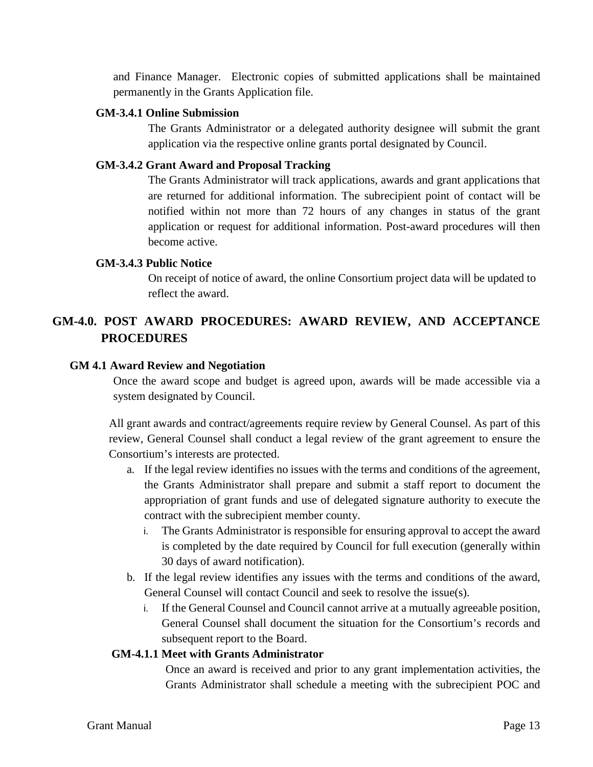and Finance Manager. Electronic copies of submitted applications shall be maintained permanently in the Grants Application file.

#### GM-3.4.1 Online Submission

The Grants Administrator or a delegated authority designee will submit the grant application via the respective online grants portal designated by Council.

#### GM-3.4.2 Grant Award and Proposal Tracking

The Grants Administrator will track applications, awards and grant applications that are returned for additional information. The subrecipient point of contact will be notified within not more than 72 hours of any changes in status of the grant application or request for additional information. Post-award procedures will then become active.

#### GM-3.4.3 Public Notice

On receipt of notice of award, the online Consortium project data will be updated to reflect the award.

## GM-4.0. POST AWARD PROCEDURES: AWARD REVIEW, AND ACCEPTANCE PROCEDURES

### GM 4.1 Award Review and Negotiation

Once the award scope and budget is agreed upon, awards will be made accessible via a system designated by Council.

All grant awards and contract/agreements require review by General Counsel. As part of this review, General Counsel shall conduct a legal review of the grant agreement to ensure the Consortium's interests are protected.

a. If the legal review identifies no issues with the terms and conditions of the agreement, the Grants Administrator shall prepare and submit a staff report to document the appropriation of grant funds and use of delegated signature authority to execute the contract with the subrecipient member county.
   i. The Grants Administrator is responsible for ensuring approval to accept the award is completed by the date required by Council for full execution (generally within 30 days of award notification).
b. If the legal review identifies any issues with the terms and conditions of the award, General Counsel will contact Council and seek to resolve the issue(s).
   i. If the General Counsel and Council cannot arrive at a mutually agreeable position, General Counsel shall document the situation for the Consortium's records and subsequent report to the Board.

#### GM-4.1.1 Meet with Grants Administrator

Once an award is received and prior to any grant implementation activities, the Grants Administrator shall schedule a meeting with the subrecipient POC and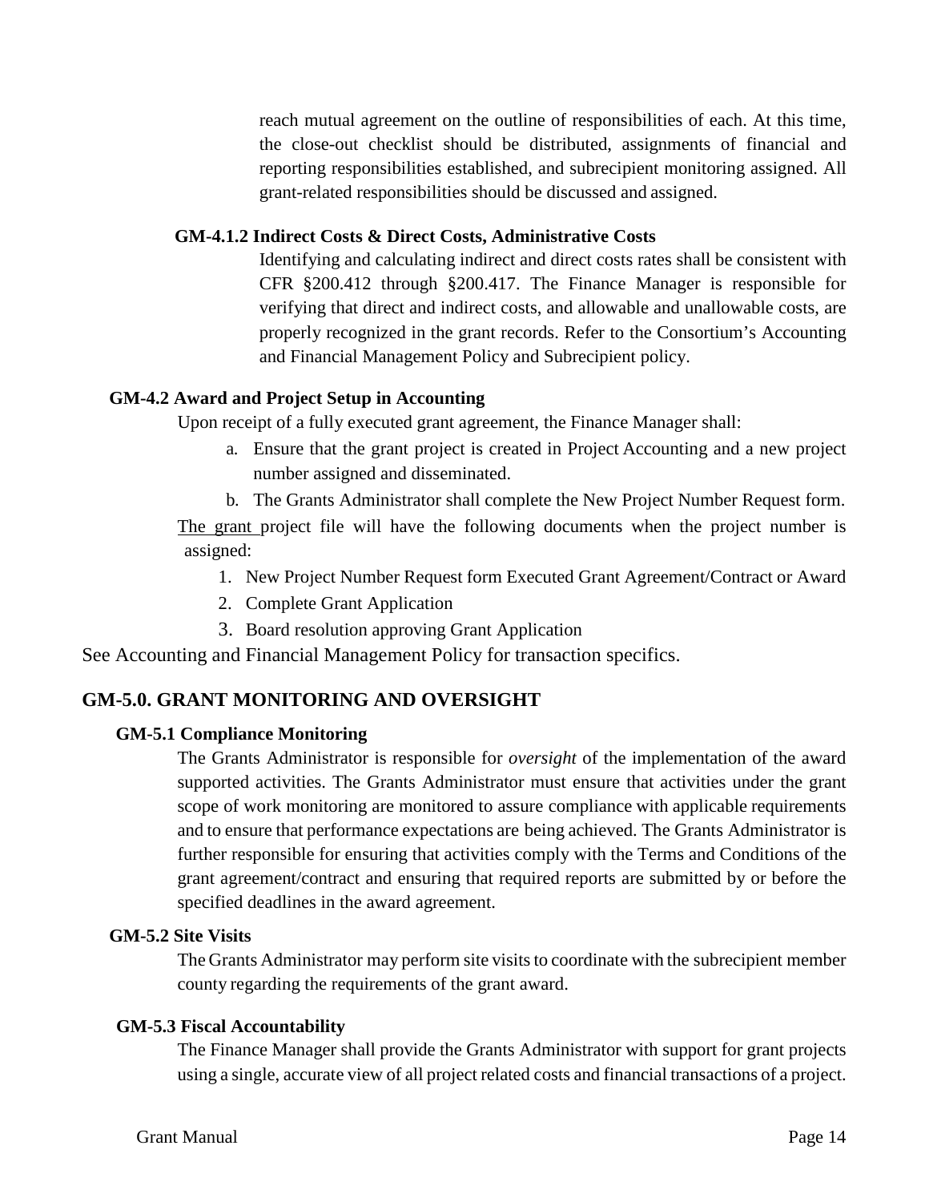reach mutual agreement on the outline of responsibilities of each. At this time, the close-out checklist should be distributed, assignments of financial and reporting responsibilities established, and subrecipient monitoring assigned. All grant-related responsibilities should be discussed and assigned.

#### GM-4.1.2 Indirect Costs & Direct Costs, Administrative Costs

Identifying and calculating indirect and direct costs rates shall be consistent with CFR §200.412 through §200.417. The Finance Manager is responsible for verifying that direct and indirect costs, and allowable and unallowable costs, are properly recognized in the grant records. Refer to the Consortium's Accounting and Financial Management Policy and Subrecipient policy.

### GM-4.2 Award and Project Setup in Accounting

Upon receipt of a fully executed grant agreement, the Finance Manager shall:

a. Ensure that the grant project is created in Project Accounting and a new project number assigned and disseminated.
b. The Grants Administrator shall complete the New Project Number Request form.

The grant project file will have the following documents when the project number is assigned:

1. New Project Number Request form Executed Grant Agreement/Contract or Award
2. Complete Grant Application
3. Board resolution approving Grant Application

See Accounting and Financial Management Policy for transaction specifics.

## GM-5.0. GRANT MONITORING AND OVERSIGHT

### GM-5.1 Compliance Monitoring

The Grants Administrator is responsible for *oversight* of the implementation of the award supported activities. The Grants Administrator must ensure that activities under the grant scope of work monitoring are monitored to assure compliance with applicable requirements and to ensure that performance expectations are being achieved. The Grants Administrator is further responsible for ensuring that activities comply with the Terms and Conditions of the grant agreement/contract and ensuring that required reports are submitted by or before the specified deadlines in the award agreement.

### GM-5.2 Site Visits

The Grants Administrator may perform site visits to coordinate with the subrecipient member county regarding the requirements of the grant award.

### GM-5.3 Fiscal Accountability

The Finance Manager shall provide the Grants Administrator with support for grant projects using a single, accurate view of all project related costs and financial transactions of a project.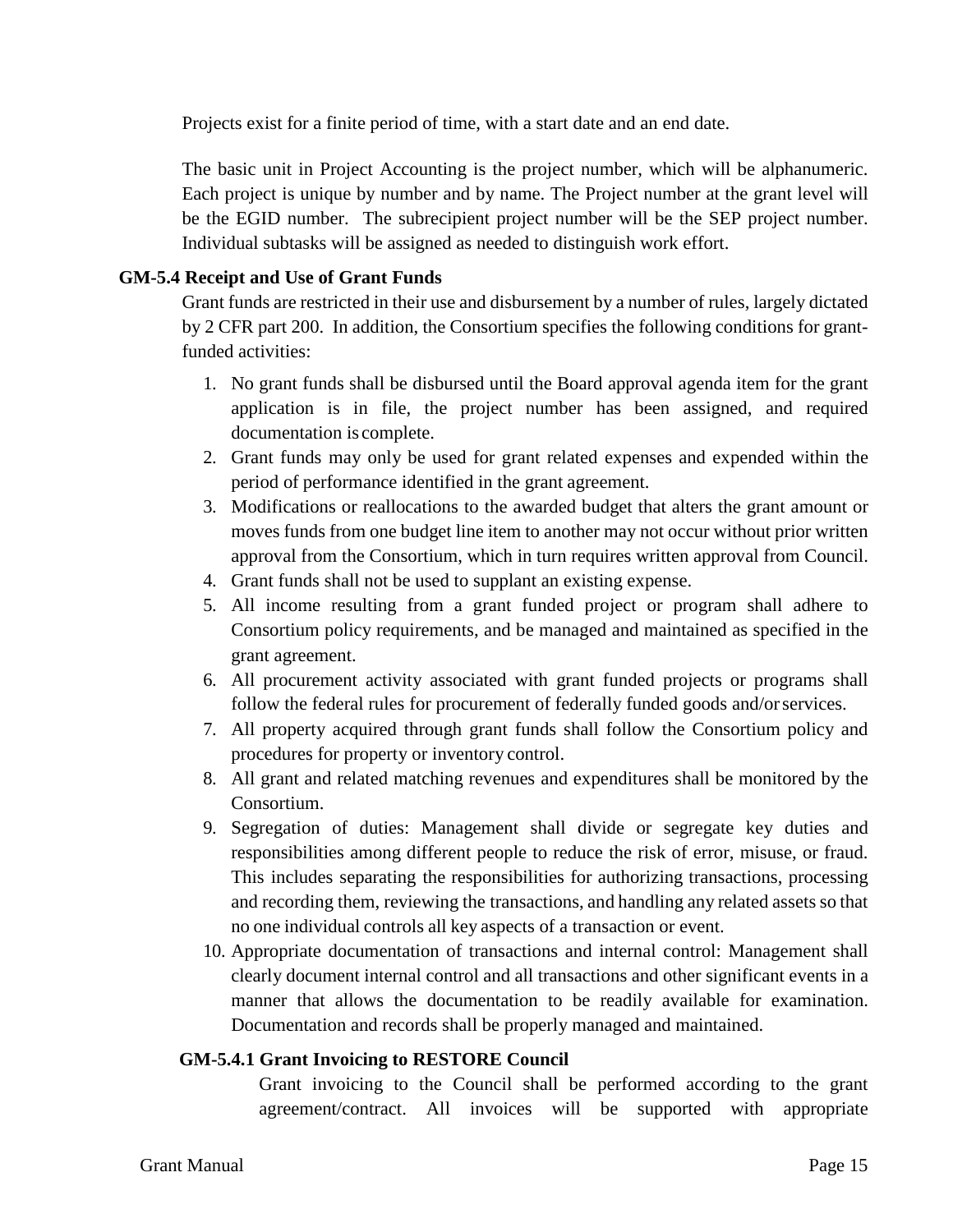Projects exist for a finite period of time, with a start date and an end date.

The basic unit in Project Accounting is the project number, which will be alphanumeric. Each project is unique by number and by name. The Project number at the grant level will be the EGID number. The subrecipient project number will be the SEP project number. Individual subtasks will be assigned as needed to distinguish work effort.

### GM-5.4 Receipt and Use of Grant Funds

Grant funds are restricted in their use and disbursement by a number of rules, largely dictated by 2 CFR part 200. In addition, the Consortium specifies the following conditions for grant-funded activities:

1. No grant funds shall be disbursed until the Board approval agenda item for the grant application is in file, the project number has been assigned, and required documentation is complete.
2. Grant funds may only be used for grant related expenses and expended within the period of performance identified in the grant agreement.
3. Modifications or reallocations to the awarded budget that alters the grant amount or moves funds from one budget line item to another may not occur without prior written approval from the Consortium, which in turn requires written approval from Council.
4. Grant funds shall not be used to supplant an existing expense.
5. All income resulting from a grant funded project or program shall adhere to Consortium policy requirements, and be managed and maintained as specified in the grant agreement.
6. All procurement activity associated with grant funded projects or programs shall follow the federal rules for procurement of federally funded goods and/or services.
7. All property acquired through grant funds shall follow the Consortium policy and procedures for property or inventory control.
8. All grant and related matching revenues and expenditures shall be monitored by the Consortium.
9. Segregation of duties: Management shall divide or segregate key duties and responsibilities among different people to reduce the risk of error, misuse, or fraud. This includes separating the responsibilities for authorizing transactions, processing and recording them, reviewing the transactions, and handling any related assets so that no one individual controls all key aspects of a transaction or event.
10. Appropriate documentation of transactions and internal control: Management shall clearly document internal control and all transactions and other significant events in a manner that allows the documentation to be readily available for examination. Documentation and records shall be properly managed and maintained.

#### GM-5.4.1 Grant Invoicing to RESTORE Council

Grant invoicing to the Council shall be performed according to the grant agreement/contract. All invoices will be supported with appropriate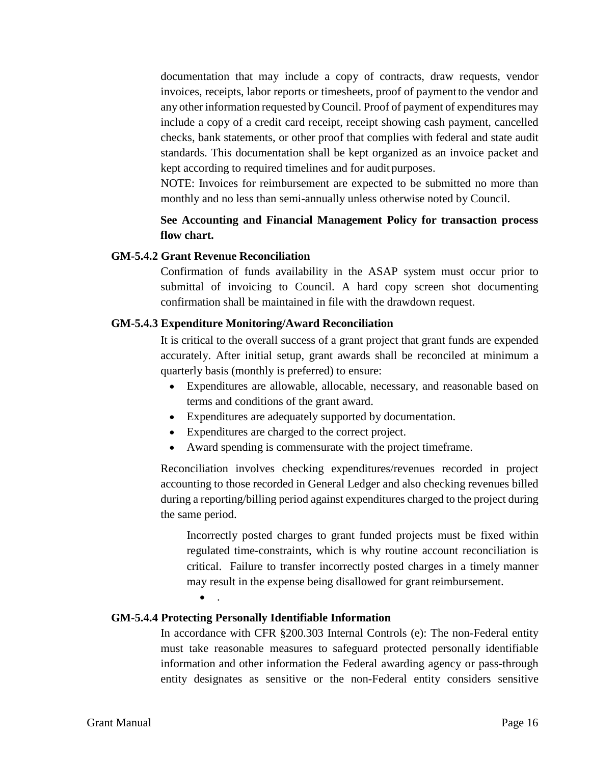documentation that may include a copy of contracts, draw requests, vendor invoices, receipts, labor reports or timesheets, proof of payment to the vendor and any other information requested by Council. Proof of payment of expenditures may include a copy of a credit card receipt, receipt showing cash payment, cancelled checks, bank statements, or other proof that complies with federal and state audit standards. This documentation shall be kept organized as an invoice packet and kept according to required timelines and for audit purposes.

NOTE: Invoices for reimbursement are expected to be submitted no more than monthly and no less than semi-annually unless otherwise noted by Council.

**See Accounting and Financial Management Policy for transaction process flow chart.**

### GM-5.4.2 Grant Revenue Reconciliation

Confirmation of funds availability in the ASAP system must occur prior to submittal of invoicing to Council. A hard copy screen shot documenting confirmation shall be maintained in file with the drawdown request.

### GM-5.4.3 Expenditure Monitoring/Award Reconciliation

It is critical to the overall success of a grant project that grant funds are expended accurately. After initial setup, grant awards shall be reconciled at minimum a quarterly basis (monthly is preferred) to ensure:

- Expenditures are allowable, allocable, necessary, and reasonable based on terms and conditions of the grant award.
- Expenditures are adequately supported by documentation.
- Expenditures are charged to the correct project.
- Award spending is commensurate with the project timeframe.

Reconciliation involves checking expenditures/revenues recorded in project accounting to those recorded in General Ledger and also checking revenues billed during a reporting/billing period against expenditures charged to the project during the same period.

Incorrectly posted charges to grant funded projects must be fixed within regulated time-constraints, which is why routine account reconciliation is critical. Failure to transfer incorrectly posted charges in a timely manner may result in the expense being disallowed for grant reimbursement.

- .

### GM-5.4.4 Protecting Personally Identifiable Information

In accordance with CFR §200.303 Internal Controls (e): The non-Federal entity must take reasonable measures to safeguard protected personally identifiable information and other information the Federal awarding agency or pass-through entity designates as sensitive or the non-Federal entity considers sensitive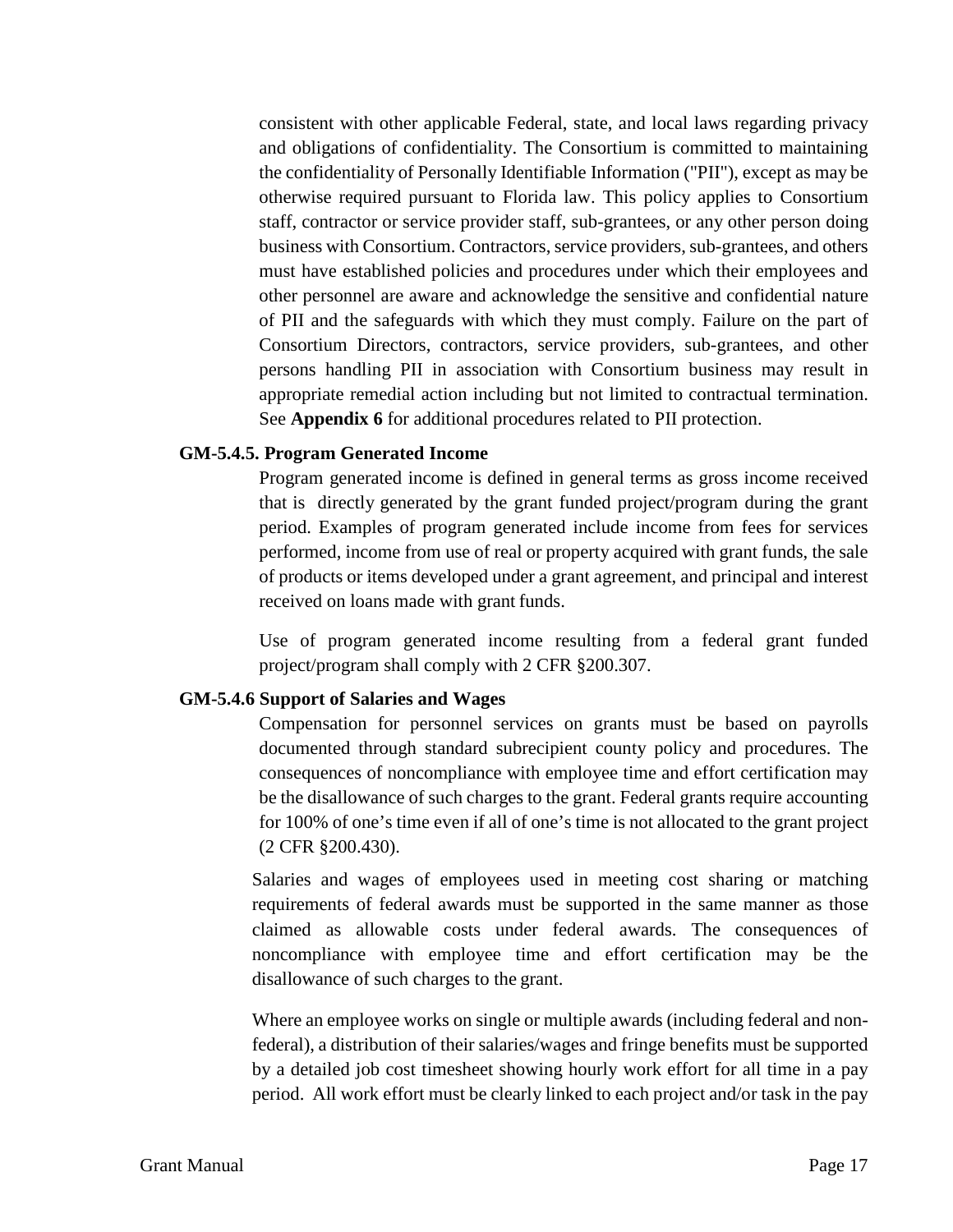consistent with other applicable Federal, state, and local laws regarding privacy and obligations of confidentiality. The Consortium is committed to maintaining the confidentiality of Personally Identifiable Information ("PII"), except as may be otherwise required pursuant to Florida law. This policy applies to Consortium staff, contractor or service provider staff, sub-grantees, or any other person doing business with Consortium. Contractors, service providers, sub-grantees, and others must have established policies and procedures under which their employees and other personnel are aware and acknowledge the sensitive and confidential nature of PII and the safeguards with which they must comply. Failure on the part of Consortium Directors, contractors, service providers, sub-grantees, and other persons handling PII in association with Consortium business may result in appropriate remedial action including but not limited to contractual termination. See **Appendix 6** for additional procedures related to PII protection.

**GM-5.4.5. Program Generated Income**

Program generated income is defined in general terms as gross income received that is directly generated by the grant funded project/program during the grant period. Examples of program generated include income from fees for services performed, income from use of real or property acquired with grant funds, the sale of products or items developed under a grant agreement, and principal and interest received on loans made with grant funds.

Use of program generated income resulting from a federal grant funded project/program shall comply with 2 CFR §200.307.

**GM-5.4.6 Support of Salaries and Wages**

Compensation for personnel services on grants must be based on payrolls documented through standard subrecipient county policy and procedures. The consequences of noncompliance with employee time and effort certification may be the disallowance of such charges to the grant. Federal grants require accounting for 100% of one's time even if all of one's time is not allocated to the grant project (2 CFR §200.430).

Salaries and wages of employees used in meeting cost sharing or matching requirements of federal awards must be supported in the same manner as those claimed as allowable costs under federal awards. The consequences of noncompliance with employee time and effort certification may be the disallowance of such charges to the grant.

Where an employee works on single or multiple awards (including federal and non-federal), a distribution of their salaries/wages and fringe benefits must be supported by a detailed job cost timesheet showing hourly work effort for all time in a pay period. All work effort must be clearly linked to each project and/or task in the pay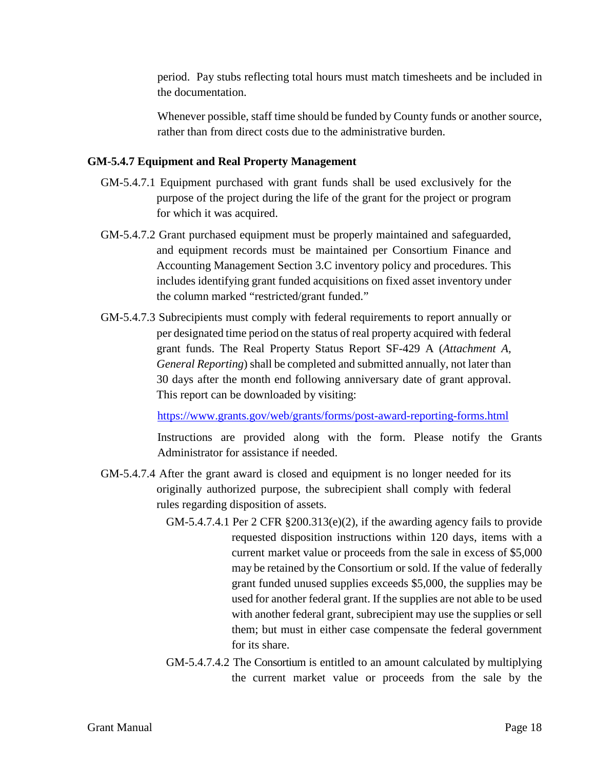period. Pay stubs reflecting total hours must match timesheets and be included in the documentation.

Whenever possible, staff time should be funded by County funds or another source, rather than from direct costs due to the administrative burden.

### GM-5.4.7 Equipment and Real Property Management

GM-5.4.7.1 Equipment purchased with grant funds shall be used exclusively for the purpose of the project during the life of the grant for the project or program for which it was acquired.

GM-5.4.7.2 Grant purchased equipment must be properly maintained and safeguarded, and equipment records must be maintained per Consortium Finance and Accounting Management Section 3.C inventory policy and procedures. This includes identifying grant funded acquisitions on fixed asset inventory under the column marked "restricted/grant funded."

GM-5.4.7.3 Subrecipients must comply with federal requirements to report annually or per designated time period on the status of real property acquired with federal grant funds. The Real Property Status Report SF-429 A (*Attachment A, General Reporting*) shall be completed and submitted annually, not later than 30 days after the month end following anniversary date of grant approval. This report can be downloaded by visiting:

https://www.grants.gov/web/grants/forms/post-award-reporting-forms.html

Instructions are provided along with the form. Please notify the Grants Administrator for assistance if needed.

GM-5.4.7.4 After the grant award is closed and equipment is no longer needed for its originally authorized purpose, the subrecipient shall comply with federal rules regarding disposition of assets.

GM-5.4.7.4.1 Per 2 CFR §200.313(e)(2), if the awarding agency fails to provide requested disposition instructions within 120 days, items with a current market value or proceeds from the sale in excess of $5,000 may be retained by the Consortium or sold. If the value of federally grant funded unused supplies exceeds $5,000, the supplies may be used for another federal grant. If the supplies are not able to be used with another federal grant, subrecipient may use the supplies or sell them; but must in either case compensate the federal government for its share.

GM-5.4.7.4.2 The Consortium is entitled to an amount calculated by multiplying the current market value or proceeds from the sale by the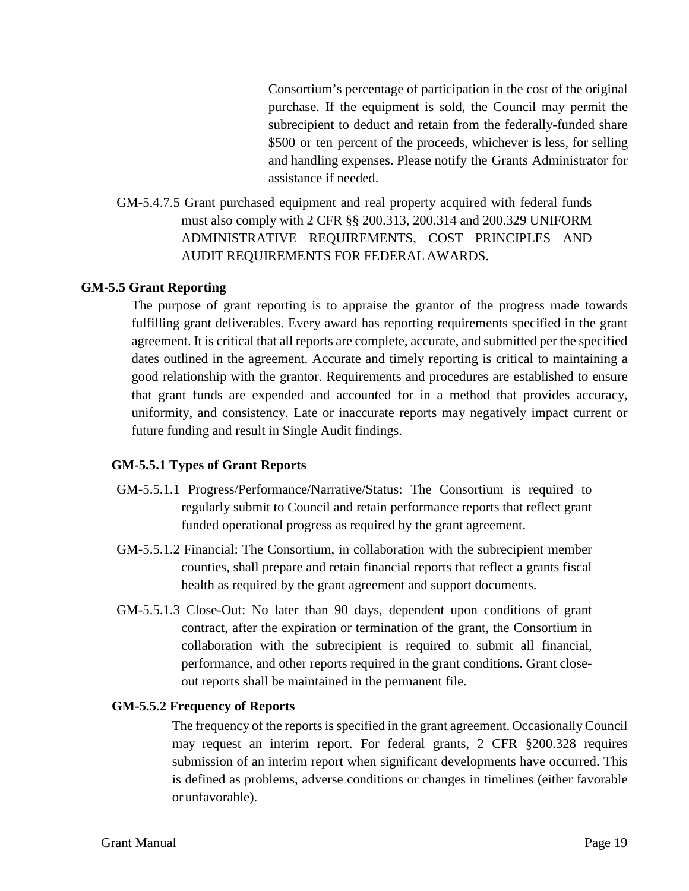Consortium's percentage of participation in the cost of the original purchase. If the equipment is sold, the Council may permit the subrecipient to deduct and retain from the federally-funded share \$500 or ten percent of the proceeds, whichever is less, for selling and handling expenses. Please notify the Grants Administrator for assistance if needed.

GM-5.4.7.5 Grant purchased equipment and real property acquired with federal funds must also comply with 2 CFR §§ 200.313, 200.314 and 200.329 UNIFORM ADMINISTRATIVE REQUIREMENTS, COST PRINCIPLES AND AUDIT REQUIREMENTS FOR FEDERAL AWARDS.

## GM-5.5 Grant Reporting

The purpose of grant reporting is to appraise the grantor of the progress made towards fulfilling grant deliverables. Every award has reporting requirements specified in the grant agreement. It is critical that all reports are complete, accurate, and submitted per the specified dates outlined in the agreement. Accurate and timely reporting is critical to maintaining a good relationship with the grantor. Requirements and procedures are established to ensure that grant funds are expended and accounted for in a method that provides accuracy, uniformity, and consistency. Late or inaccurate reports may negatively impact current or future funding and result in Single Audit findings.

### GM-5.5.1 Types of Grant Reports

GM-5.5.1.1 Progress/Performance/Narrative/Status: The Consortium is required to regularly submit to Council and retain performance reports that reflect grant funded operational progress as required by the grant agreement.

GM-5.5.1.2 Financial: The Consortium, in collaboration with the subrecipient member counties, shall prepare and retain financial reports that reflect a grants fiscal health as required by the grant agreement and support documents.

GM-5.5.1.3 Close-Out: No later than 90 days, dependent upon conditions of grant contract, after the expiration or termination of the grant, the Consortium in collaboration with the subrecipient is required to submit all financial, performance, and other reports required in the grant conditions. Grant close-out reports shall be maintained in the permanent file.

### GM-5.5.2 Frequency of Reports

The frequency of the reports is specified in the grant agreement. Occasionally Council may request an interim report. For federal grants, 2 CFR §200.328 requires submission of an interim report when significant developments have occurred. This is defined as problems, adverse conditions or changes in timelines (either favorable or unfavorable).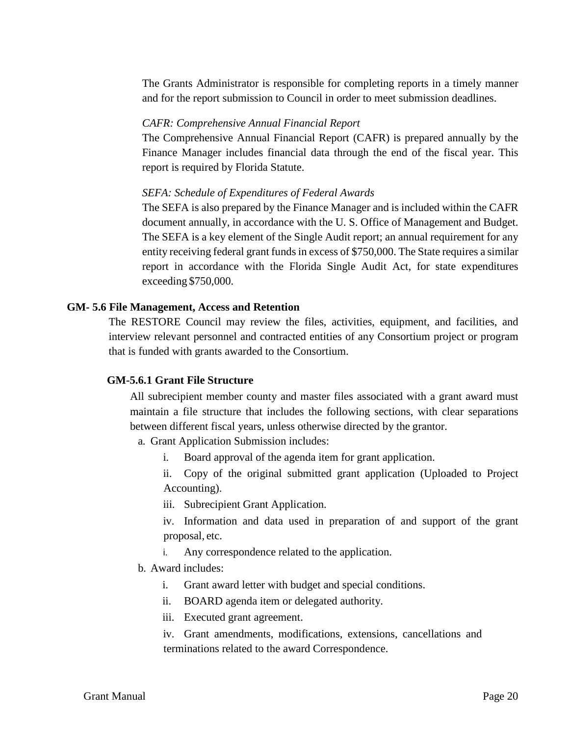The Grants Administrator is responsible for completing reports in a timely manner and for the report submission to Council in order to meet submission deadlines.

*CAFR: Comprehensive Annual Financial Report*

The Comprehensive Annual Financial Report (CAFR) is prepared annually by the Finance Manager includes financial data through the end of the fiscal year. This report is required by Florida Statute.

*SEFA: Schedule of Expenditures of Federal Awards*

The SEFA is also prepared by the Finance Manager and is included within the CAFR document annually, in accordance with the U. S. Office of Management and Budget. The SEFA is a key element of the Single Audit report; an annual requirement for any entity receiving federal grant funds in excess of $750,000. The State requires a similar report in accordance with the Florida Single Audit Act, for state expenditures exceeding $750,000.

### GM- 5.6 File Management, Access and Retention

The RESTORE Council may review the files, activities, equipment, and facilities, and interview relevant personnel and contracted entities of any Consortium project or program that is funded with grants awarded to the Consortium.

#### GM-5.6.1 Grant File Structure

All subrecipient member county and master files associated with a grant award must maintain a file structure that includes the following sections, with clear separations between different fiscal years, unless otherwise directed by the grantor.

a. Grant Application Submission includes:
   - i. Board approval of the agenda item for grant application.
   - ii. Copy of the original submitted grant application (Uploaded to Project Accounting).
   - iii. Subrecipient Grant Application.
   - iv. Information and data used in preparation of and support of the grant proposal, etc.
   - i. Any correspondence related to the application.

b. Award includes:
   - i. Grant award letter with budget and special conditions.
   - ii. BOARD agenda item or delegated authority.
   - iii. Executed grant agreement.
   - iv. Grant amendments, modifications, extensions, cancellations and terminations related to the award Correspondence.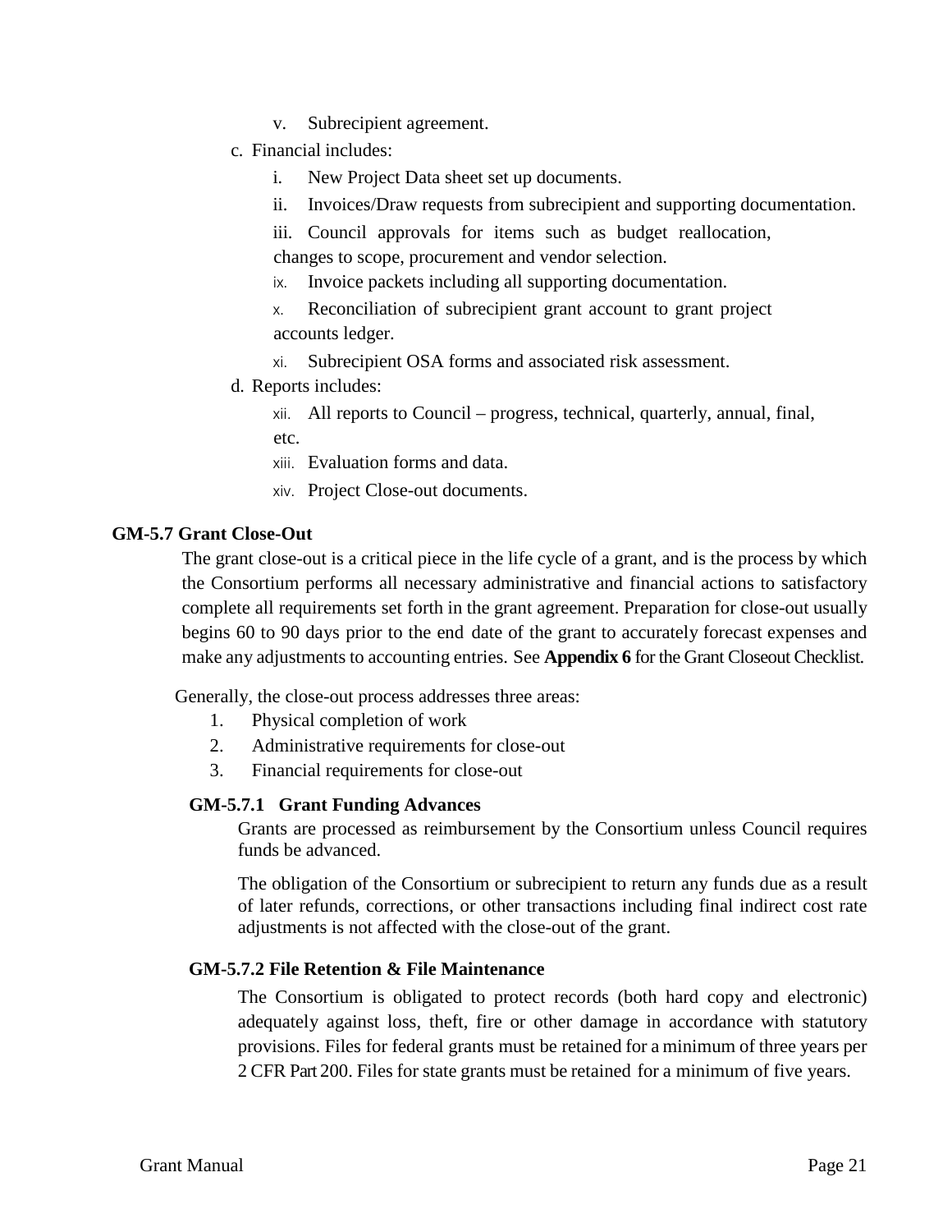v. Subrecipient agreement.

c. Financial includes:

i. New Project Data sheet set up documents.

ii. Invoices/Draw requests from subrecipient and supporting documentation.

iii. Council approvals for items such as budget reallocation, changes to scope, procurement and vendor selection.

ix. Invoice packets including all supporting documentation.

x. Reconciliation of subrecipient grant account to grant project accounts ledger.

xi. Subrecipient OSA forms and associated risk assessment.

d. Reports includes:

xii. All reports to Council – progress, technical, quarterly, annual, final, etc.

xiii. Evaluation forms and data.

xiv. Project Close-out documents.

### GM-5.7 Grant Close-Out

The grant close-out is a critical piece in the life cycle of a grant, and is the process by which the Consortium performs all necessary administrative and financial actions to satisfactory complete all requirements set forth in the grant agreement. Preparation for close-out usually begins 60 to 90 days prior to the end date of the grant to accurately forecast expenses and make any adjustments to accounting entries. See **Appendix 6** for the Grant Closeout Checklist.

Generally, the close-out process addresses three areas:

1. Physical completion of work
2. Administrative requirements for close-out
3. Financial requirements for close-out

#### GM-5.7.1 Grant Funding Advances

Grants are processed as reimbursement by the Consortium unless Council requires funds be advanced.

The obligation of the Consortium or subrecipient to return any funds due as a result of later refunds, corrections, or other transactions including final indirect cost rate adjustments is not affected with the close-out of the grant.

#### GM-5.7.2 File Retention & File Maintenance

The Consortium is obligated to protect records (both hard copy and electronic) adequately against loss, theft, fire or other damage in accordance with statutory provisions. Files for federal grants must be retained for a minimum of three years per 2 CFR Part 200. Files for state grants must be retained for a minimum of five years.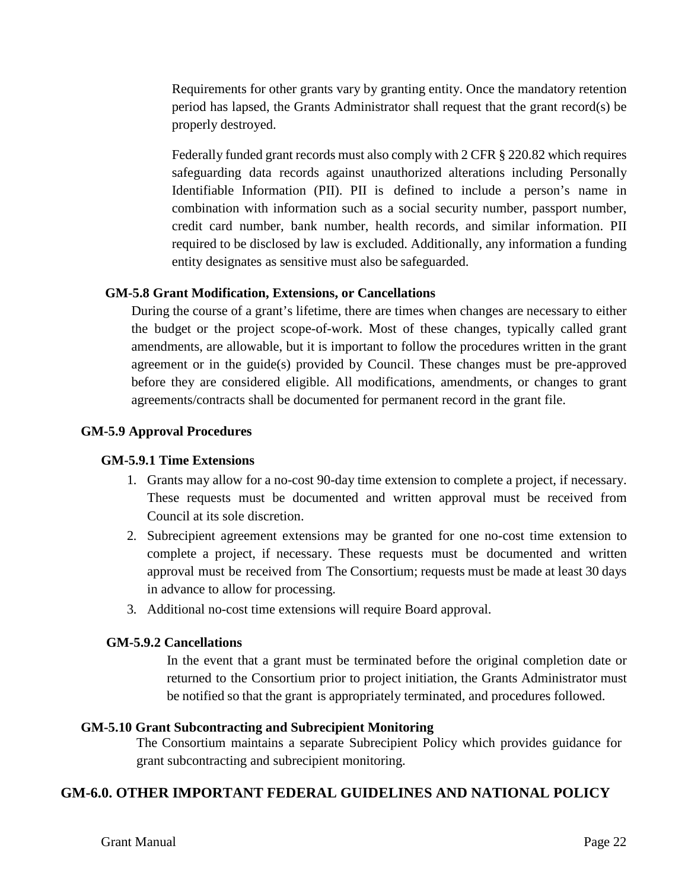Requirements for other grants vary by granting entity. Once the mandatory retention period has lapsed, the Grants Administrator shall request that the grant record(s) be properly destroyed.

Federally funded grant records must also comply with 2 CFR § 220.82 which requires safeguarding data records against unauthorized alterations including Personally Identifiable Information (PII). PII is defined to include a person's name in combination with information such as a social security number, passport number, credit card number, bank number, health records, and similar information. PII required to be disclosed by law is excluded. Additionally, any information a funding entity designates as sensitive must also be safeguarded.

### GM-5.8 Grant Modification, Extensions, or Cancellations

During the course of a grant's lifetime, there are times when changes are necessary to either the budget or the project scope-of-work. Most of these changes, typically called grant amendments, are allowable, but it is important to follow the procedures written in the grant agreement or in the guide(s) provided by Council. These changes must be pre-approved before they are considered eligible. All modifications, amendments, or changes to grant agreements/contracts shall be documented for permanent record in the grant file.

### GM-5.9 Approval Procedures

#### GM-5.9.1 Time Extensions

1. Grants may allow for a no-cost 90-day time extension to complete a project, if necessary. These requests must be documented and written approval must be received from Council at its sole discretion.
2. Subrecipient agreement extensions may be granted for one no-cost time extension to complete a project, if necessary. These requests must be documented and written approval must be received from The Consortium; requests must be made at least 30 days in advance to allow for processing.
3. Additional no-cost time extensions will require Board approval.

#### GM-5.9.2 Cancellations

In the event that a grant must be terminated before the original completion date or returned to the Consortium prior to project initiation, the Grants Administrator must be notified so that the grant is appropriately terminated, and procedures followed.

### GM-5.10 Grant Subcontracting and Subrecipient Monitoring

The Consortium maintains a separate Subrecipient Policy which provides guidance for grant subcontracting and subrecipient monitoring.

## GM-6.0. OTHER IMPORTANT FEDERAL GUIDELINES AND NATIONAL POLICY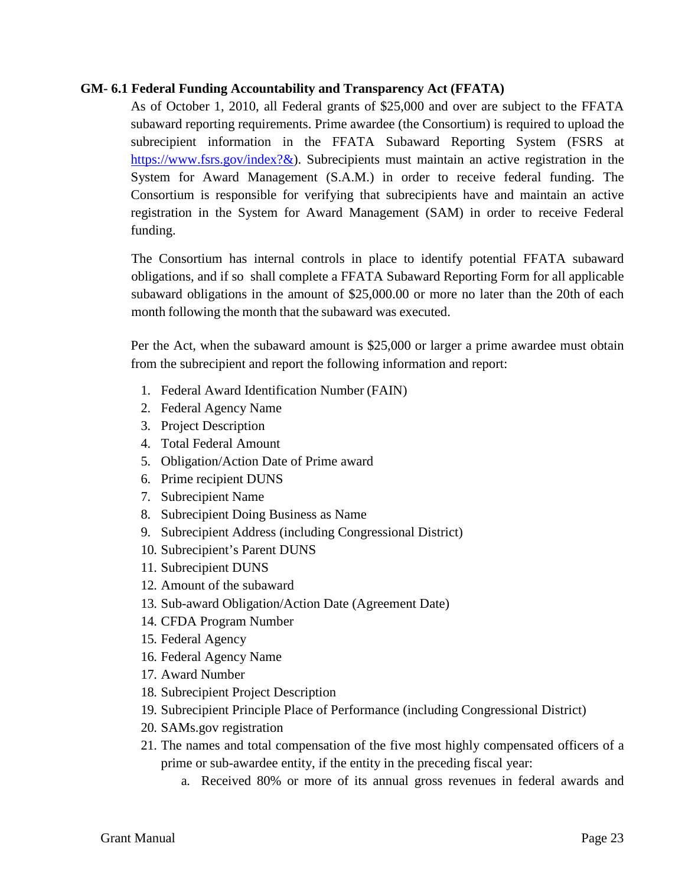### GM- 6.1 Federal Funding Accountability and Transparency Act (FFATA)

As of October 1, 2010, all Federal grants of $25,000 and over are subject to the FFATA subaward reporting requirements. Prime awardee (the Consortium) is required to upload the subrecipient information in the FFATA Subaward Reporting System (FSRS at https://www.fsrs.gov/index?&). Subrecipients must maintain an active registration in the System for Award Management (S.A.M.) in order to receive federal funding. The Consortium is responsible for verifying that subrecipients have and maintain an active registration in the System for Award Management (SAM) in order to receive Federal funding.

The Consortium has internal controls in place to identify potential FFATA subaward obligations, and if so shall complete a FFATA Subaward Reporting Form for all applicable subaward obligations in the amount of $25,000.00 or more no later than the 20th of each month following the month that the subaward was executed.

Per the Act, when the subaward amount is $25,000 or larger a prime awardee must obtain from the subrecipient and report the following information and report:

1. Federal Award Identification Number (FAIN)
2. Federal Agency Name
3. Project Description
4. Total Federal Amount
5. Obligation/Action Date of Prime award
6. Prime recipient DUNS
7. Subrecipient Name
8. Subrecipient Doing Business as Name
9. Subrecipient Address (including Congressional District)
10. Subrecipient's Parent DUNS
11. Subrecipient DUNS
12. Amount of the subaward
13. Sub-award Obligation/Action Date (Agreement Date)
14. CFDA Program Number
15. Federal Agency
16. Federal Agency Name
17. Award Number
18. Subrecipient Project Description
19. Subrecipient Principle Place of Performance (including Congressional District)
20. SAMs.gov registration
21. The names and total compensation of the five most highly compensated officers of a prime or sub-awardee entity, if the entity in the preceding fiscal year:
    a. Received 80% or more of its annual gross revenues in federal awards and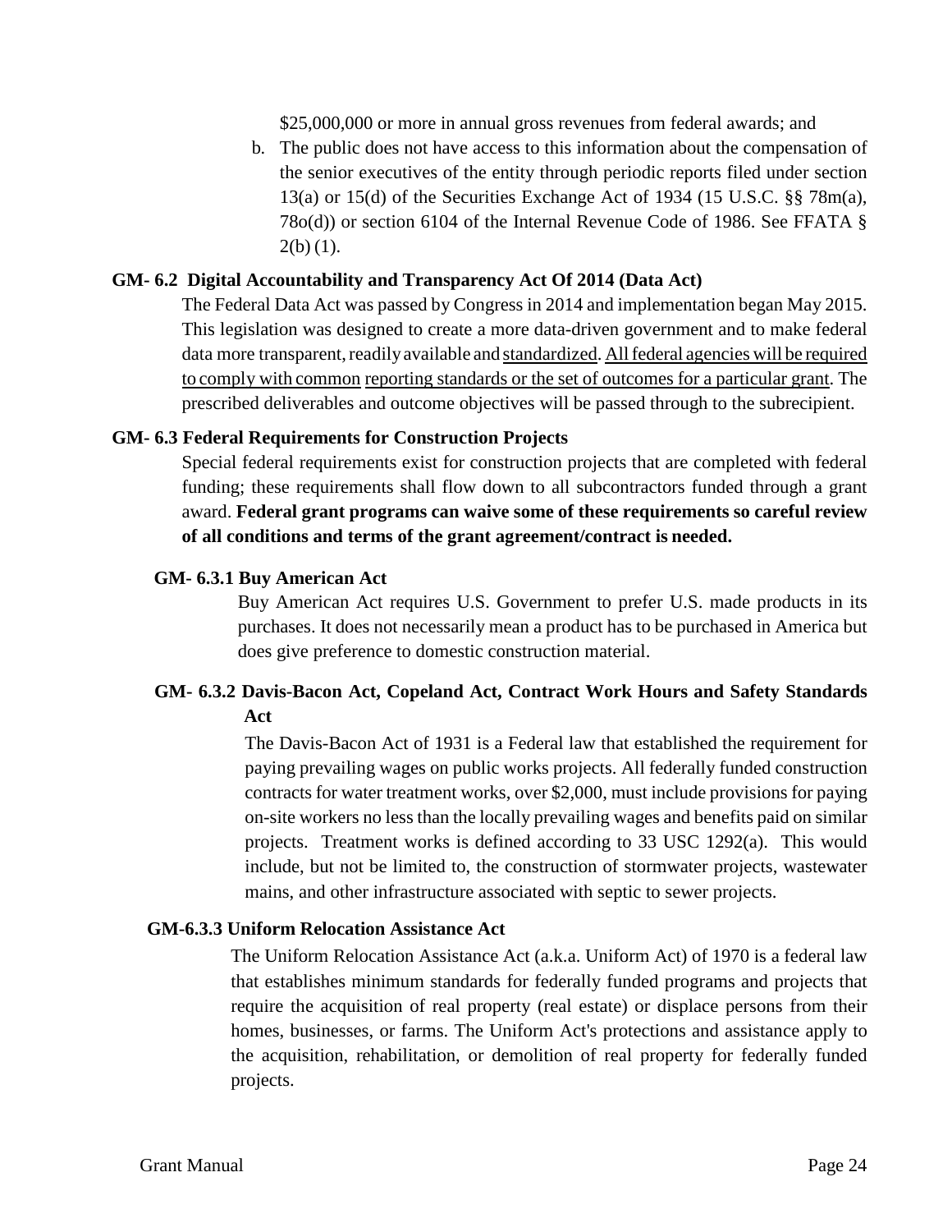$25,000,000 or more in annual gross revenues from federal awards; and

b. The public does not have access to this information about the compensation of the senior executives of the entity through periodic reports filed under section 13(a) or 15(d) of the Securities Exchange Act of 1934 (15 U.S.C. §§ 78m(a), 78o(d)) or section 6104 of the Internal Revenue Code of 1986. See FFATA § 2(b) (1).

### GM- 6.2 Digital Accountability and Transparency Act Of 2014 (Data Act)

The Federal Data Act was passed by Congress in 2014 and implementation began May 2015. This legislation was designed to create a more data-driven government and to make federal data more transparent, readily available and <u>standardized</u>. <u>All federal agencies will be required to comply with common reporting standards or the set of outcomes for a particular grant</u>. The prescribed deliverables and outcome objectives will be passed through to the subrecipient.

### GM- 6.3 Federal Requirements for Construction Projects

Special federal requirements exist for construction projects that are completed with federal funding; these requirements shall flow down to all subcontractors funded through a grant award. **Federal grant programs can waive some of these requirements so careful review of all conditions and terms of the grant agreement/contract is needed.**

#### GM- 6.3.1 Buy American Act

Buy American Act requires U.S. Government to prefer U.S. made products in its purchases. It does not necessarily mean a product has to be purchased in America but does give preference to domestic construction material.

#### GM- 6.3.2 Davis-Bacon Act, Copeland Act, Contract Work Hours and Safety Standards Act

The Davis-Bacon Act of 1931 is a Federal law that established the requirement for paying prevailing wages on public works projects. All federally funded construction contracts for water treatment works, over $2,000, must include provisions for paying on-site workers no less than the locally prevailing wages and benefits paid on similar projects. Treatment works is defined according to 33 USC 1292(a). This would include, but not be limited to, the construction of stormwater projects, wastewater mains, and other infrastructure associated with septic to sewer projects.

#### GM-6.3.3 Uniform Relocation Assistance Act

The Uniform Relocation Assistance Act (a.k.a. Uniform Act) of 1970 is a federal law that establishes minimum standards for federally funded programs and projects that require the acquisition of real property (real estate) or displace persons from their homes, businesses, or farms. The Uniform Act's protections and assistance apply to the acquisition, rehabilitation, or demolition of real property for federally funded projects.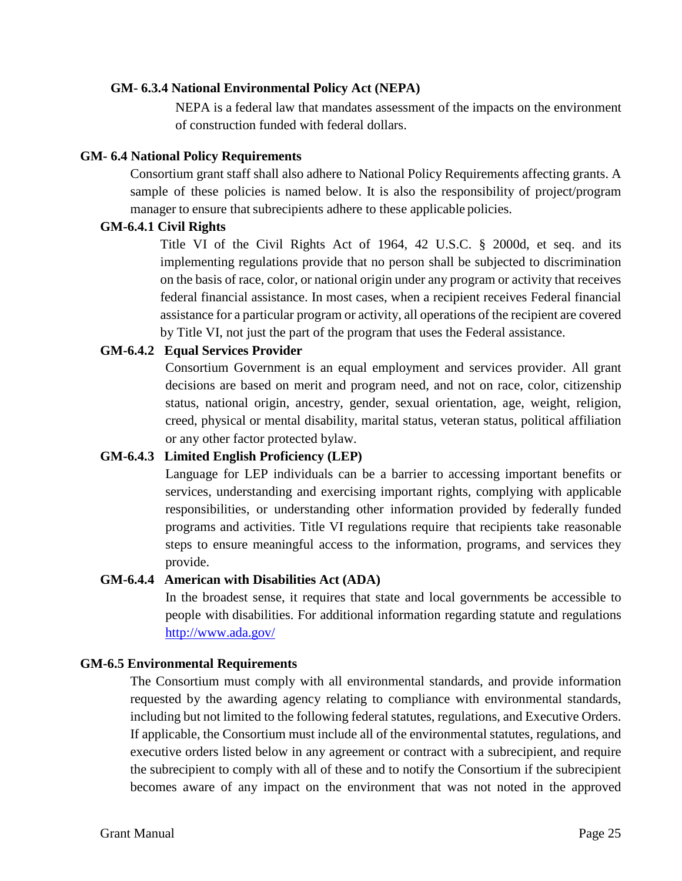#### GM- 6.3.4 National Environmental Policy Act (NEPA)

NEPA is a federal law that mandates assessment of the impacts on the environment of construction funded with federal dollars.

### GM- 6.4 National Policy Requirements

Consortium grant staff shall also adhere to National Policy Requirements affecting grants. A sample of these policies is named below. It is also the responsibility of project/program manager to ensure that subrecipients adhere to these applicable policies.

#### GM-6.4.1 Civil Rights

Title VI of the Civil Rights Act of 1964, 42 U.S.C. § 2000d, et seq. and its implementing regulations provide that no person shall be subjected to discrimination on the basis of race, color, or national origin under any program or activity that receives federal financial assistance. In most cases, when a recipient receives Federal financial assistance for a particular program or activity, all operations of the recipient are covered by Title VI, not just the part of the program that uses the Federal assistance.

#### GM-6.4.2 Equal Services Provider

Consortium Government is an equal employment and services provider. All grant decisions are based on merit and program need, and not on race, color, citizenship status, national origin, ancestry, gender, sexual orientation, age, weight, religion, creed, physical or mental disability, marital status, veteran status, political affiliation or any other factor protected bylaw.

#### GM-6.4.3 Limited English Proficiency (LEP)

Language for LEP individuals can be a barrier to accessing important benefits or services, understanding and exercising important rights, complying with applicable responsibilities, or understanding other information provided by federally funded programs and activities. Title VI regulations require that recipients take reasonable steps to ensure meaningful access to the information, programs, and services they provide.

#### GM-6.4.4 American with Disabilities Act (ADA)

In the broadest sense, it requires that state and local governments be accessible to people with disabilities. For additional information regarding statute and regulations [http://www.ada.gov/](http://www.ada.gov/)

### GM-6.5 Environmental Requirements

The Consortium must comply with all environmental standards, and provide information requested by the awarding agency relating to compliance with environmental standards, including but not limited to the following federal statutes, regulations, and Executive Orders. If applicable, the Consortium must include all of the environmental statutes, regulations, and executive orders listed below in any agreement or contract with a subrecipient, and require the subrecipient to comply with all of these and to notify the Consortium if the subrecipient becomes aware of any impact on the environment that was not noted in the approved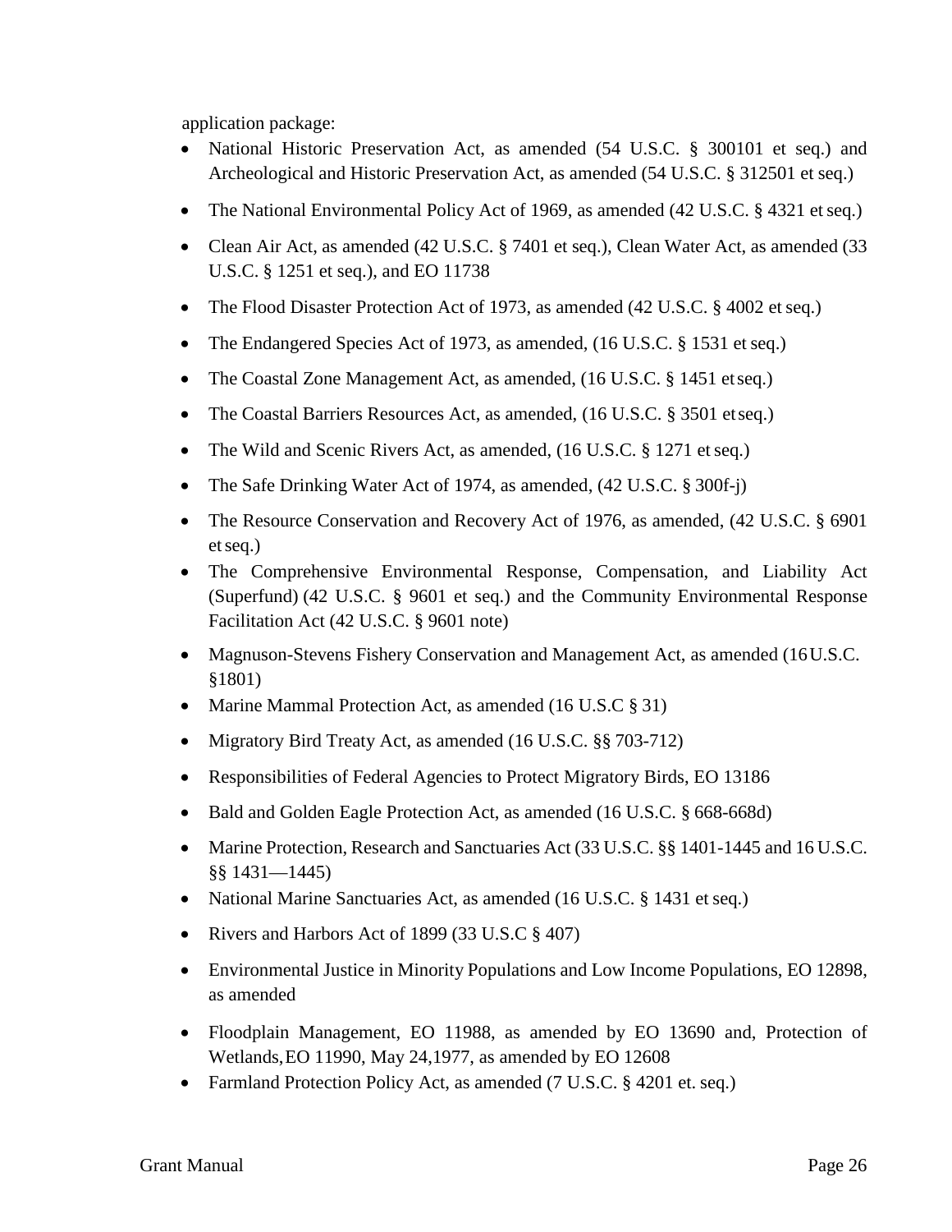application package:

- National Historic Preservation Act, as amended (54 U.S.C. § 300101 et seq.) and Archeological and Historic Preservation Act, as amended (54 U.S.C. § 312501 et seq.)
- The National Environmental Policy Act of 1969, as amended (42 U.S.C. § 4321 et seq.)
- Clean Air Act, as amended (42 U.S.C. § 7401 et seq.), Clean Water Act, as amended (33 U.S.C. § 1251 et seq.), and EO 11738
- The Flood Disaster Protection Act of 1973, as amended (42 U.S.C. § 4002 et seq.)
- The Endangered Species Act of 1973, as amended, (16 U.S.C. § 1531 et seq.)
- The Coastal Zone Management Act, as amended, (16 U.S.C. § 1451 et seq.)
- The Coastal Barriers Resources Act, as amended, (16 U.S.C. § 3501 et seq.)
- The Wild and Scenic Rivers Act, as amended, (16 U.S.C. § 1271 et seq.)
- The Safe Drinking Water Act of 1974, as amended, (42 U.S.C. § 300f-j)
- The Resource Conservation and Recovery Act of 1976, as amended, (42 U.S.C. § 6901 et seq.)
- The Comprehensive Environmental Response, Compensation, and Liability Act (Superfund) (42 U.S.C. § 9601 et seq.) and the Community Environmental Response Facilitation Act (42 U.S.C. § 9601 note)
- Magnuson-Stevens Fishery Conservation and Management Act, as amended (16 U.S.C. §1801)
- Marine Mammal Protection Act, as amended (16 U.S.C § 31)
- Migratory Bird Treaty Act, as amended (16 U.S.C. §§ 703-712)
- Responsibilities of Federal Agencies to Protect Migratory Birds, EO 13186
- Bald and Golden Eagle Protection Act, as amended (16 U.S.C. § 668-668d)
- Marine Protection, Research and Sanctuaries Act (33 U.S.C. §§ 1401-1445 and 16 U.S.C. §§ 1431—1445)
- National Marine Sanctuaries Act, as amended (16 U.S.C. § 1431 et seq.)
- Rivers and Harbors Act of 1899 (33 U.S.C § 407)
- Environmental Justice in Minority Populations and Low Income Populations, EO 12898, as amended
- Floodplain Management, EO 11988, as amended by EO 13690 and, Protection of Wetlands, EO 11990, May 24,1977, as amended by EO 12608
- Farmland Protection Policy Act, as amended (7 U.S.C. § 4201 et. seq.)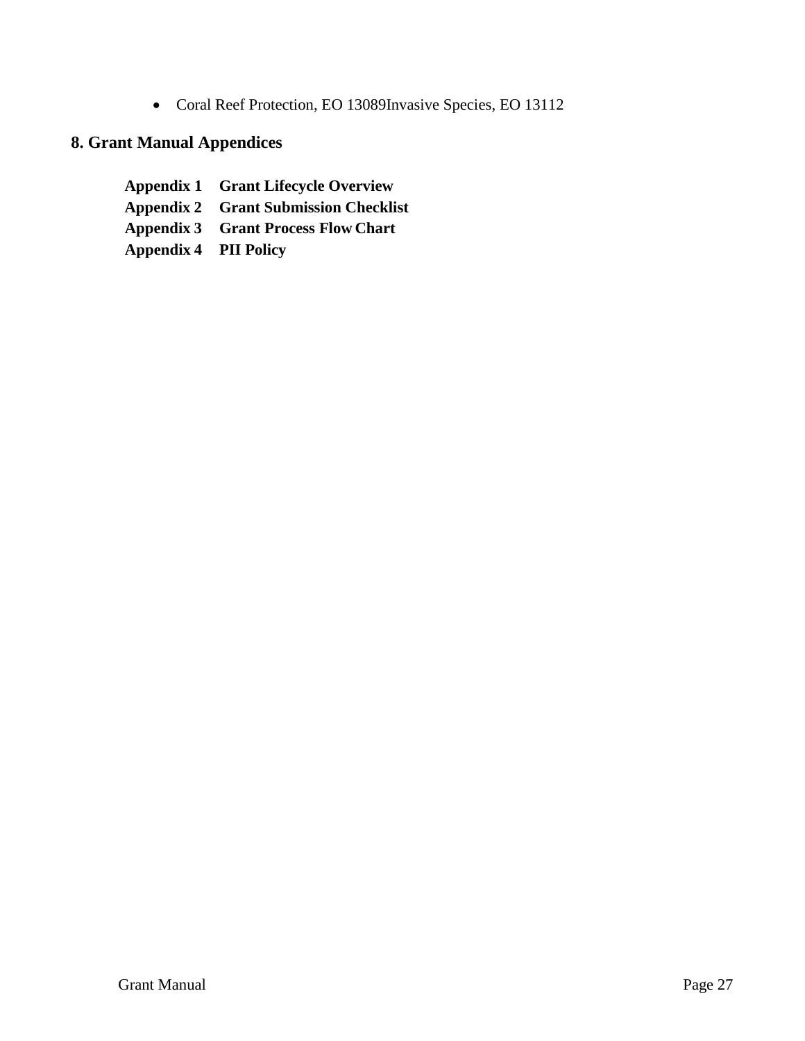- Coral Reef Protection, EO 13089Invasive Species, EO 13112

## 8. Grant Manual Appendices

**Appendix 1 Grant Lifecycle Overview**
**Appendix 2 Grant Submission Checklist**
**Appendix 3 Grant Process Flow Chart**
**Appendix 4 PII Policy**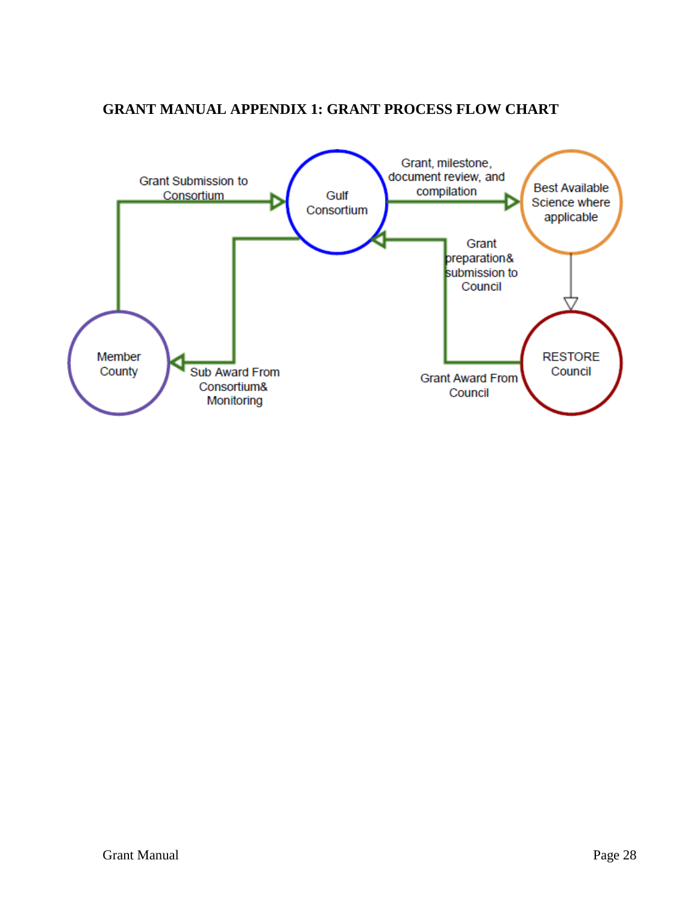## GRANT MANUAL APPENDIX 1: GRANT PROCESS FLOW CHART

Grant Submission to Consortium

Gulf Consortium

Grant, milestone, document review, and compilation

Best Available Science where applicable

Grant preparation& submission to Council

Member County

Sub Award From Consortium& Monitoring

Grant Award From Council

RESTORE Council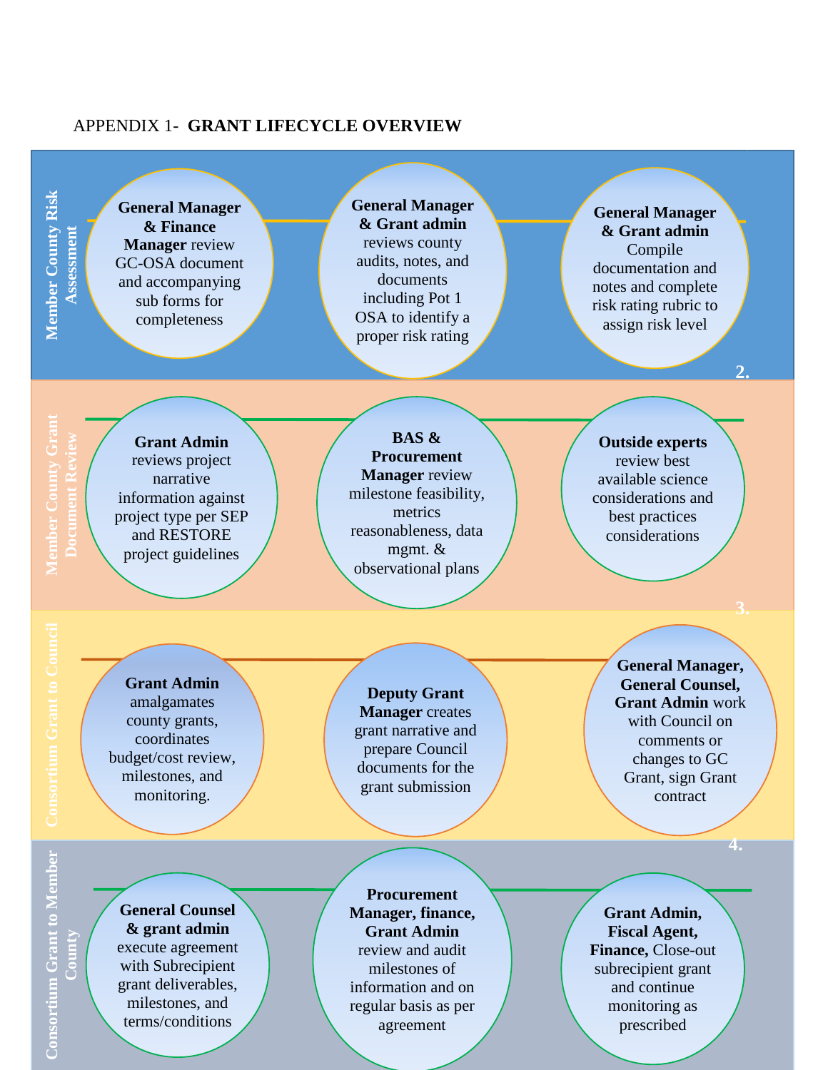APPENDIX 1- **GRANT LIFECYCLE OVERVIEW**

## Member County Risk Assessment

- **General Manager & Finance Manager** review GC-OSA document and accompanying sub forms for completeness
- **General Manager & Grant admin** reviews county audits, notes, and documents including Pot 1 OSA to identify a proper risk rating
- **General Manager & Grant admin** Compile documentation and notes and complete risk rating rubric to assign risk level

## 2. Member County Grant Document Review

- **Grant Admin** reviews project narrative information against project type per SEP and RESTORE project guidelines
- **BAS & Procurement Manager** review milestone feasibility, metrics reasonableness, data mgmt. & observational plans
- **Outside experts** review best available science considerations and best practices considerations

## 3. Consortium Grant to Council

- **Grant Admin** amalgamates county grants, coordinates budget/cost review, milestones, and monitoring.
- **Deputy Grant Manager** creates grant narrative and prepare Council documents for the grant submission
- **General Manager, General Counsel, Grant Admin** work with Council on comments or changes to GC Grant, sign Grant contract

## 4. Consortium Grant to Member County

- **General Counsel & grant admin** execute agreement with Subrecipient grant deliverables, milestones, and terms/conditions
- **Procurement Manager, finance, Grant Admin** review and audit milestones of information and on regular basis as per agreement
- **Grant Admin, Fiscal Agent, Finance,** Close-out subrecipient grant and continue monitoring as prescribed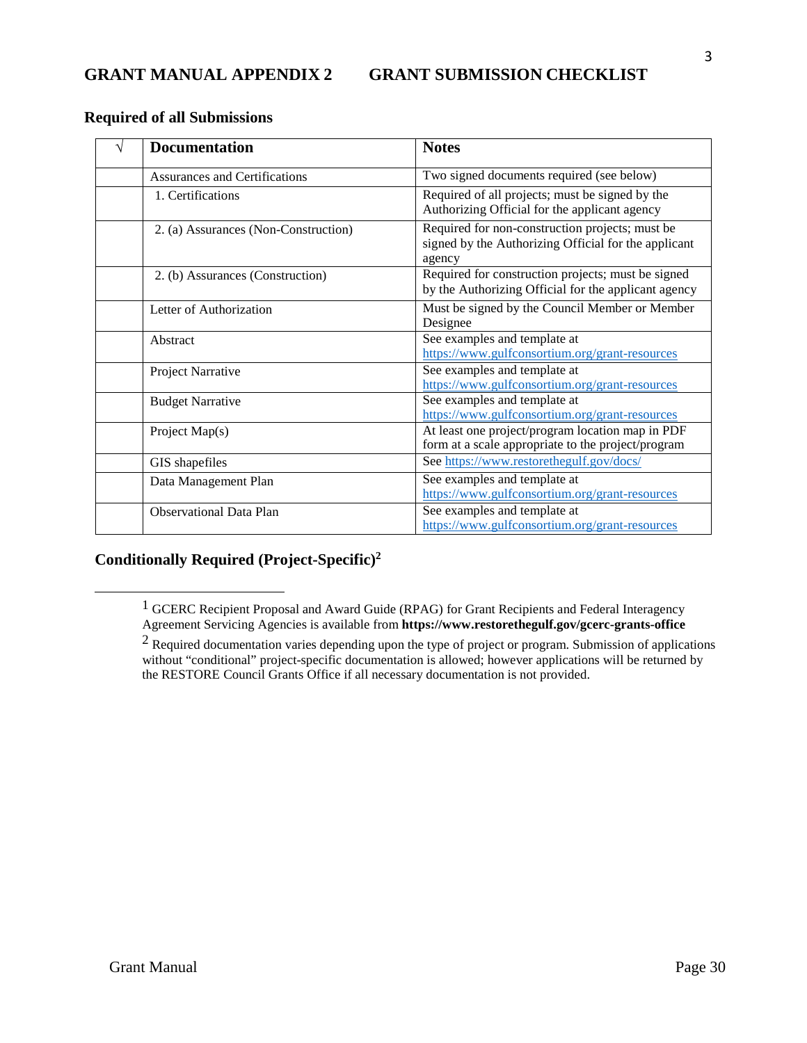## GRANT MANUAL APPENDIX 2 GRANT SUBMISSION CHECKLIST

### Required of all Submissions

| √ | Documentation | Notes |
|---|---|---|
| | Assurances and Certifications | Two signed documents required (see below) |
| | 1. Certifications | Required of all projects; must be signed by the Authorizing Official for the applicant agency |
| | 2. (a) Assurances (Non-Construction) | Required for non-construction projects; must be signed by the Authorizing Official for the applicant agency |
| | 2. (b) Assurances (Construction) | Required for construction projects; must be signed by the Authorizing Official for the applicant agency |
| | Letter of Authorization | Must be signed by the Council Member or Member Designee |
| | Abstract | See examples and template at https://www.gulfconsortium.org/grant-resources |
| | Project Narrative | See examples and template at https://www.gulfconsortium.org/grant-resources |
| | Budget Narrative | See examples and template at https://www.gulfconsortium.org/grant-resources |
| | Project Map(s) | At least one project/program location map in PDF form at a scale appropriate to the project/program |
| | GIS shapefiles | See https://www.restorethegulf.gov/docs/ |
| | Data Management Plan | See examples and template at https://www.gulfconsortium.org/grant-resources |
| | Observational Data Plan | See examples and template at https://www.gulfconsortium.org/grant-resources |

### Conditionally Required (Project-Specific)[2]

---

[1] GCERC Recipient Proposal and Award Guide (RPAG) for Grant Recipients and Federal Interagency Agreement Servicing Agencies is available from **https://www.restorethegulf.gov/gcerc-grants-office**

[2] Required documentation varies depending upon the type of project or program. Submission of applications without "conditional" project-specific documentation is allowed; however applications will be returned by the RESTORE Council Grants Office if all necessary documentation is not provided.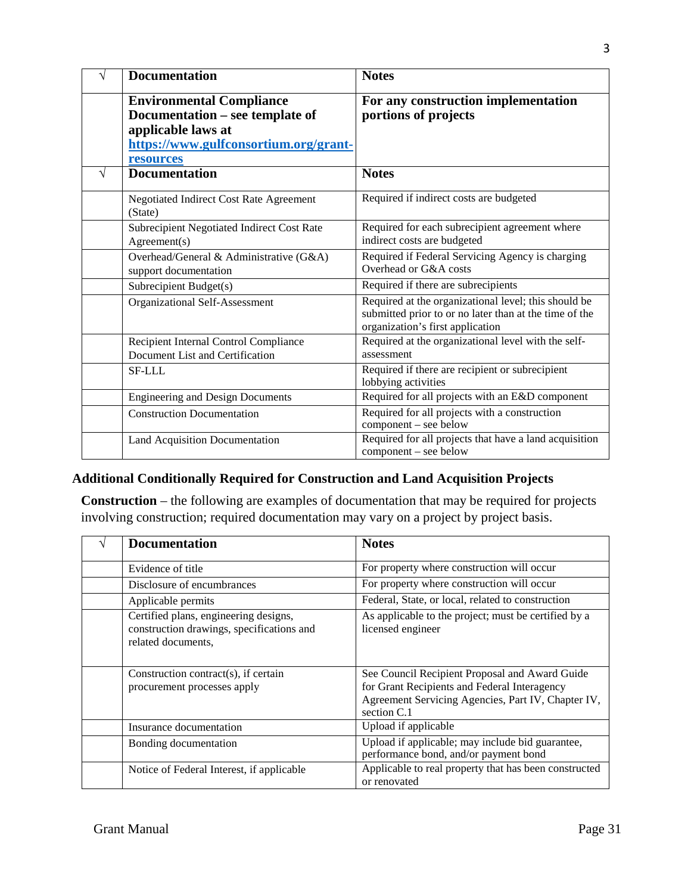| √ | Documentation | Notes |
|---|---|---|
| | **Environmental Compliance Documentation – see template of applicable laws at https://www.gulfconsortium.org/grant-resources** | **For any construction implementation portions of projects** |
| √ | **Documentation** | **Notes** |
| | Negotiated Indirect Cost Rate Agreement (State) | Required if indirect costs are budgeted |
| | Subrecipient Negotiated Indirect Cost Rate Agreement(s) | Required for each subrecipient agreement where indirect costs are budgeted |
| | Overhead/General & Administrative (G&A) support documentation | Required if Federal Servicing Agency is charging Overhead or G&A costs |
| | Subrecipient Budget(s) | Required if there are subrecipients |
| | Organizational Self-Assessment | Required at the organizational level; this should be submitted prior to or no later than at the time of the organization's first application |
| | Recipient Internal Control Compliance Document List and Certification | Required at the organizational level with the self-assessment |
| | SF-LLL | Required if there are recipient or subrecipient lobbying activities |
| | Engineering and Design Documents | Required for all projects with an E&D component |
| | Construction Documentation | Required for all projects with a construction component – see below |
| | Land Acquisition Documentation | Required for all projects that have a land acquisition component – see below |

## Additional Conditionally Required for Construction and Land Acquisition Projects

**Construction** – the following are examples of documentation that may be required for projects involving construction; required documentation may vary on a project by project basis.

| √ | Documentation | Notes |
|---|---|---|
| | Evidence of title | For property where construction will occur |
| | Disclosure of encumbrances | For property where construction will occur |
| | Applicable permits | Federal, State, or local, related to construction |
| | Certified plans, engineering designs, construction drawings, specifications and related documents, | As applicable to the project; must be certified by a licensed engineer |
| | Construction contract(s), if certain procurement processes apply | See Council Recipient Proposal and Award Guide for Grant Recipients and Federal Interagency Agreement Servicing Agencies, Part IV, Chapter IV, section C.1 |
| | Insurance documentation | Upload if applicable |
| | Bonding documentation | Upload if applicable; may include bid guarantee, performance bond, and/or payment bond |
| | Notice of Federal Interest, if applicable | Applicable to real property that has been constructed or renovated |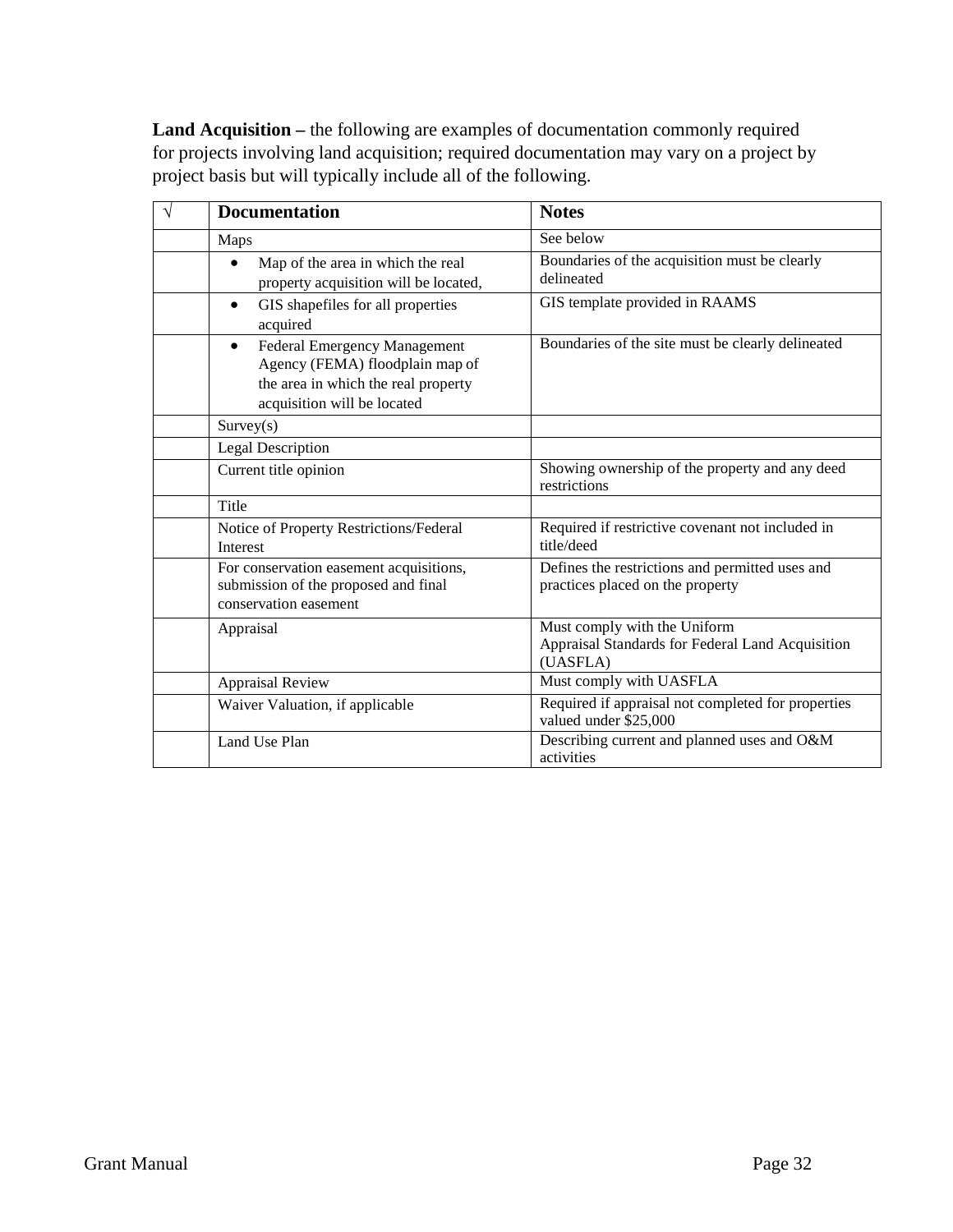**Land Acquisition –** the following are examples of documentation commonly required for projects involving land acquisition; required documentation may vary on a project by project basis but will typically include all of the following.

| √ | Documentation | Notes |
|---|---|---|
| | Maps | See below |
| | • Map of the area in which the real property acquisition will be located, | Boundaries of the acquisition must be clearly delineated |
| | • GIS shapefiles for all properties acquired | GIS template provided in RAAMS |
| | • Federal Emergency Management Agency (FEMA) floodplain map of the area in which the real property acquisition will be located | Boundaries of the site must be clearly delineated |
| | Survey(s) | |
| | Legal Description | |
| | Current title opinion | Showing ownership of the property and any deed restrictions |
| | Title | |
| | Notice of Property Restrictions/Federal Interest | Required if restrictive covenant not included in title/deed |
| | For conservation easement acquisitions, submission of the proposed and final conservation easement | Defines the restrictions and permitted uses and practices placed on the property |
| | Appraisal | Must comply with the Uniform Appraisal Standards for Federal Land Acquisition (UASFLA) |
| | Appraisal Review | Must comply with UASFLA |
| | Waiver Valuation, if applicable | Required if appraisal not completed for properties valued under $25,000 |
| | Land Use Plan | Describing current and planned uses and O&M activities |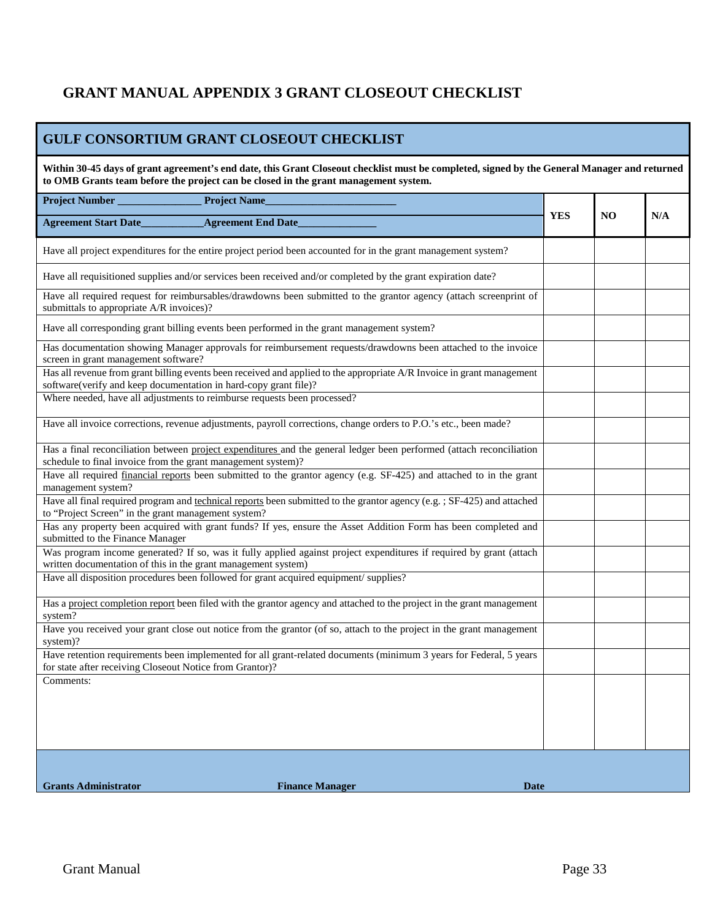# GRANT MANUAL APPENDIX 3 GRANT CLOSEOUT CHECKLIST

## GULF CONSORTIUM GRANT CLOSEOUT CHECKLIST

**Within 30-45 days of grant agreement's end date, this Grant Closeout checklist must be completed, signed by the General Manager and returned to OMB Grants team before the project can be closed in the grant management system.**

| **Project Number _______________ Project Name________________________**<br>**Agreement Start Date___________Agreement End Date______________** | **YES** | **NO** | **N/A** |
|---|---|---|---|
| Have all project expenditures for the entire project period been accounted for in the grant management system? | | | |
| Have all requisitioned supplies and/or services been received and/or completed by the grant expiration date? | | | |
| Have all required request for reimbursables/drawdowns been submitted to the grantor agency (attach screenprint of submittals to appropriate A/R invoices)? | | | |
| Have all corresponding grant billing events been performed in the grant management system? | | | |
| Has documentation showing Manager approvals for reimbursement requests/drawdowns been attached to the invoice screen in grant management software? | | | |
| Has all revenue from grant billing events been received and applied to the appropriate A/R Invoice in grant management software(verify and keep documentation in hard-copy grant file)? | | | |
| Where needed, have all adjustments to reimburse requests been processed? | | | |
| Have all invoice corrections, revenue adjustments, payroll corrections, change orders to P.O.'s etc., been made? | | | |
| Has a final reconciliation between project expenditures and the general ledger been performed (attach reconciliation schedule to final invoice from the grant management system)? | | | |
| Have all required financial reports been submitted to the grantor agency (e.g. SF-425) and attached to in the grant management system? | | | |
| Have all final required program and technical reports been submitted to the grantor agency (e.g. ; SF-425) and attached to "Project Screen" in the grant management system? | | | |
| Has any property been acquired with grant funds? If yes, ensure the Asset Addition Form has been completed and submitted to the Finance Manager | | | |
| Was program income generated? If so, was it fully applied against project expenditures if required by grant (attach written documentation of this in the grant management system) | | | |
| Have all disposition procedures been followed for grant acquired equipment/ supplies? | | | |
| Has a project completion report been filed with the grantor agency and attached to the project in the grant management system? | | | |
| Have you received your grant close out notice from the grantor (of so, attach to the project in the grant management system)? | | | |
| Have retention requirements been implemented for all grant-related documents (minimum 3 years for Federal, 5 years for state after receiving Closeout Notice from Grantor)? | | | |
| Comments: | | | |

**Grants Administrator** **Finance Manager** **Date**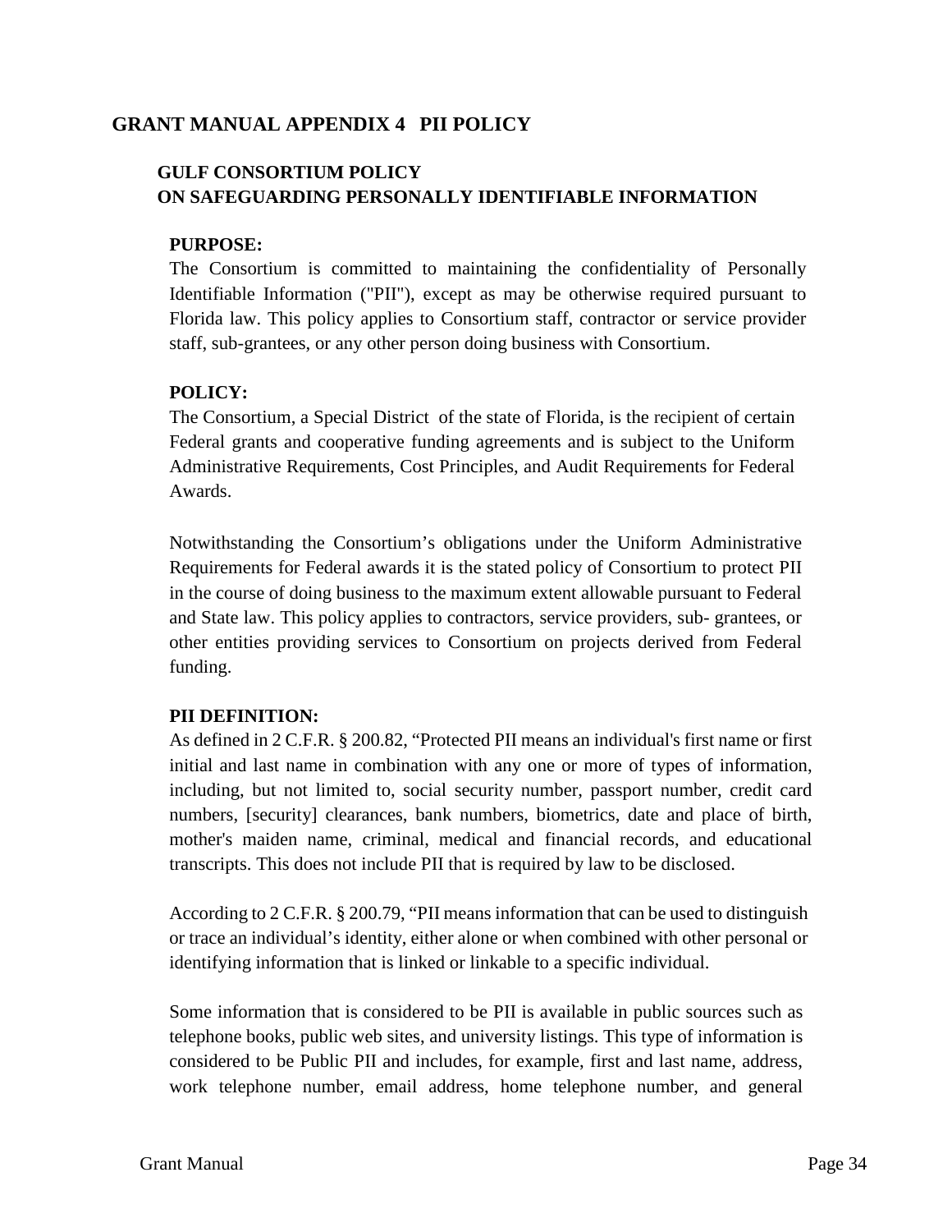# GRANT MANUAL APPENDIX 4 PII POLICY

## GULF CONSORTIUM POLICY
## ON SAFEGUARDING PERSONALLY IDENTIFIABLE INFORMATION

**PURPOSE:**

The Consortium is committed to maintaining the confidentiality of Personally Identifiable Information ("PII"), except as may be otherwise required pursuant to Florida law. This policy applies to Consortium staff, contractor or service provider staff, sub-grantees, or any other person doing business with Consortium.

**POLICY:**

The Consortium, a Special District of the state of Florida, is the recipient of certain Federal grants and cooperative funding agreements and is subject to the Uniform Administrative Requirements, Cost Principles, and Audit Requirements for Federal Awards.

Notwithstanding the Consortium's obligations under the Uniform Administrative Requirements for Federal awards it is the stated policy of Consortium to protect PII in the course of doing business to the maximum extent allowable pursuant to Federal and State law. This policy applies to contractors, service providers, sub- grantees, or other entities providing services to Consortium on projects derived from Federal funding.

**PII DEFINITION:**

As defined in 2 C.F.R. § 200.82, "Protected PII means an individual's first name or first initial and last name in combination with any one or more of types of information, including, but not limited to, social security number, passport number, credit card numbers, [security] clearances, bank numbers, biometrics, date and place of birth, mother's maiden name, criminal, medical and financial records, and educational transcripts. This does not include PII that is required by law to be disclosed.

According to 2 C.F.R. § 200.79, "PII means information that can be used to distinguish or trace an individual's identity, either alone or when combined with other personal or identifying information that is linked or linkable to a specific individual.

Some information that is considered to be PII is available in public sources such as telephone books, public web sites, and university listings. This type of information is considered to be Public PII and includes, for example, first and last name, address, work telephone number, email address, home telephone number, and general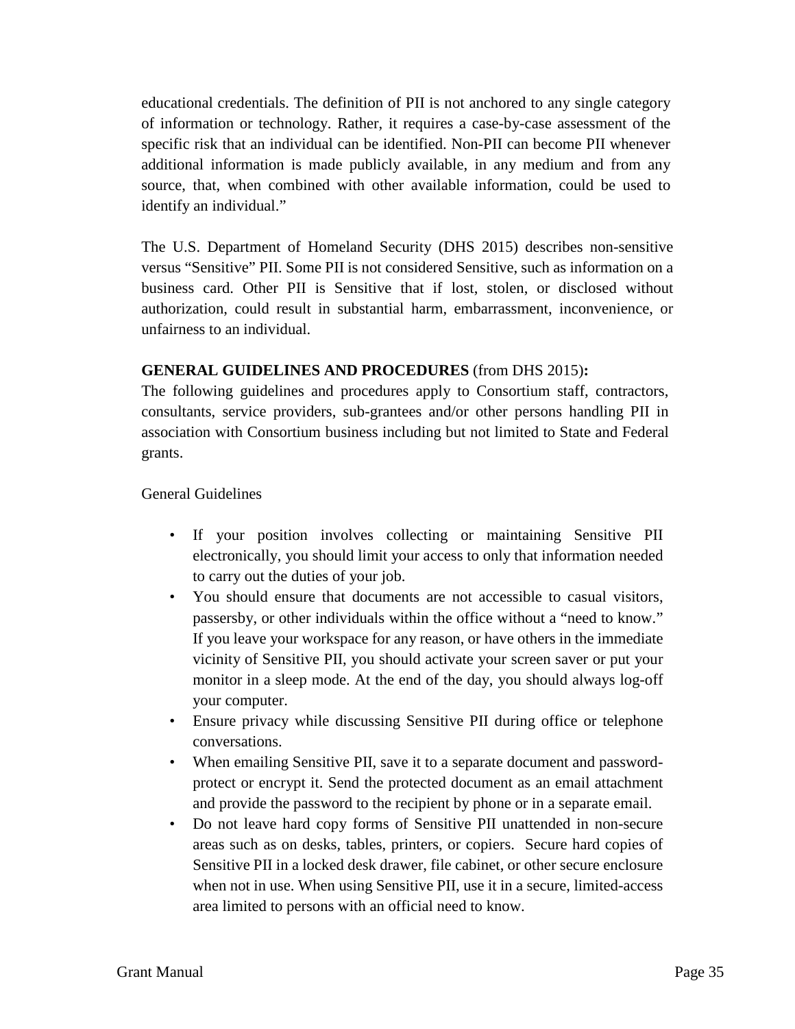educational credentials. The definition of PII is not anchored to any single category of information or technology. Rather, it requires a case-by-case assessment of the specific risk that an individual can be identified. Non-PII can become PII whenever additional information is made publicly available, in any medium and from any source, that, when combined with other available information, could be used to identify an individual."

The U.S. Department of Homeland Security (DHS 2015) describes non-sensitive versus "Sensitive" PII. Some PII is not considered Sensitive, such as information on a business card. Other PII is Sensitive that if lost, stolen, or disclosed without authorization, could result in substantial harm, embarrassment, inconvenience, or unfairness to an individual.

**GENERAL GUIDELINES AND PROCEDURES** (from DHS 2015)**:**
The following guidelines and procedures apply to Consortium staff, contractors, consultants, service providers, sub-grantees and/or other persons handling PII in association with Consortium business including but not limited to State and Federal grants.

General Guidelines

- If your position involves collecting or maintaining Sensitive PII electronically, you should limit your access to only that information needed to carry out the duties of your job.
- You should ensure that documents are not accessible to casual visitors, passersby, or other individuals within the office without a "need to know." If you leave your workspace for any reason, or have others in the immediate vicinity of Sensitive PII, you should activate your screen saver or put your monitor in a sleep mode. At the end of the day, you should always log-off your computer.
- Ensure privacy while discussing Sensitive PII during office or telephone conversations.
- When emailing Sensitive PII, save it to a separate document and password-protect or encrypt it. Send the protected document as an email attachment and provide the password to the recipient by phone or in a separate email.
- Do not leave hard copy forms of Sensitive PII unattended in non-secure areas such as on desks, tables, printers, or copiers. Secure hard copies of Sensitive PII in a locked desk drawer, file cabinet, or other secure enclosure when not in use. When using Sensitive PII, use it in a secure, limited-access area limited to persons with an official need to know.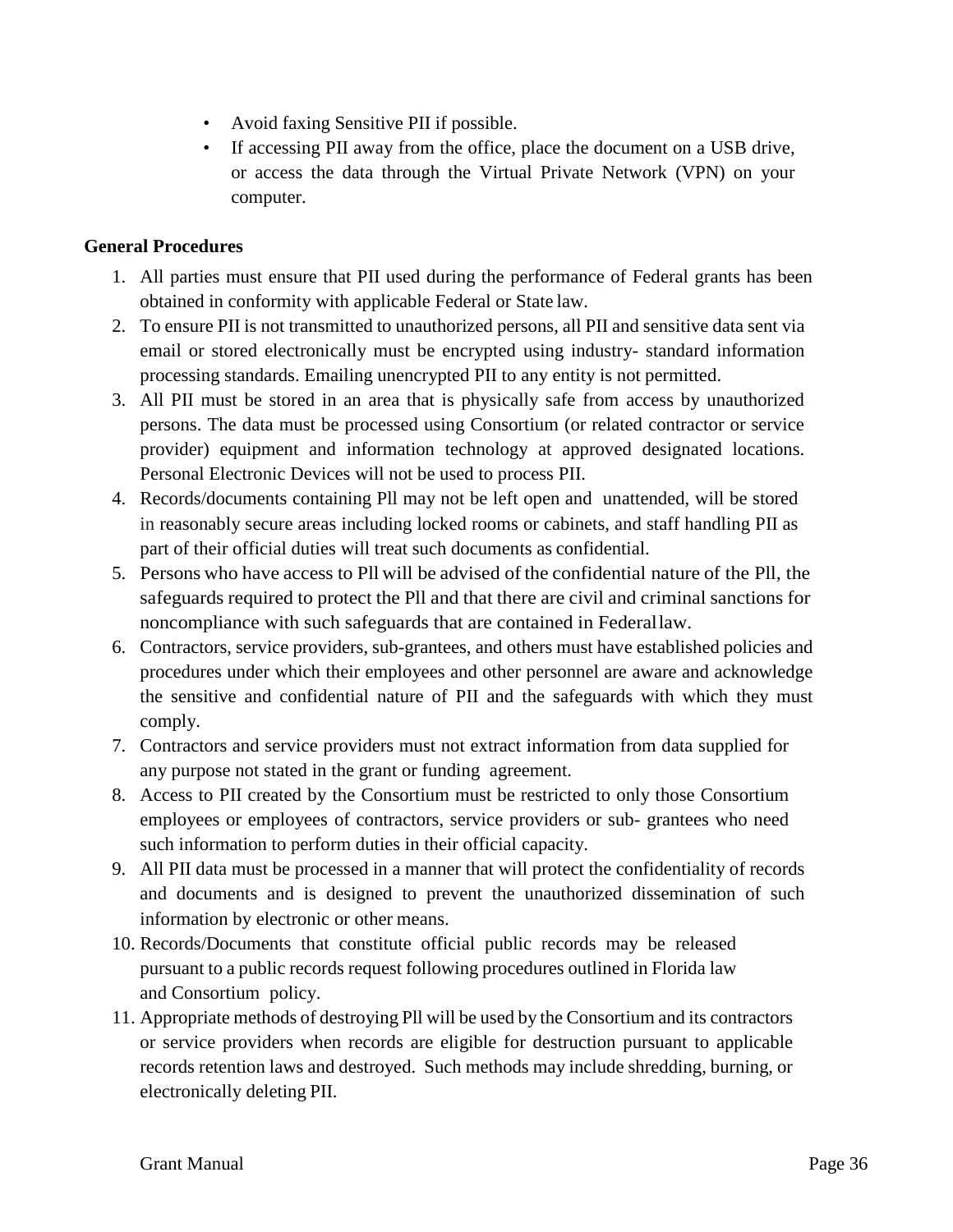- Avoid faxing Sensitive PII if possible.
- If accessing PII away from the office, place the document on a USB drive, or access the data through the Virtual Private Network (VPN) on your computer.

**General Procedures**

1. All parties must ensure that PII used during the performance of Federal grants has been obtained in conformity with applicable Federal or State law.
2. To ensure PII is not transmitted to unauthorized persons, all PII and sensitive data sent via email or stored electronically must be encrypted using industry- standard information processing standards. Emailing unencrypted PII to any entity is not permitted.
3. All PII must be stored in an area that is physically safe from access by unauthorized persons. The data must be processed using Consortium (or related contractor or service provider) equipment and information technology at approved designated locations. Personal Electronic Devices will not be used to process PII.
4. Records/documents containing Pll may not be left open and unattended, will be stored in reasonably secure areas including locked rooms or cabinets, and staff handling PII as part of their official duties will treat such documents as confidential.
5. Persons who have access to Pll will be advised of the confidential nature of the Pll, the safeguards required to protect the Pll and that there are civil and criminal sanctions for noncompliance with such safeguards that are contained in Federal law.
6. Contractors, service providers, sub-grantees, and others must have established policies and procedures under which their employees and other personnel are aware and acknowledge the sensitive and confidential nature of PII and the safeguards with which they must comply.
7. Contractors and service providers must not extract information from data supplied for any purpose not stated in the grant or funding agreement.
8. Access to PII created by the Consortium must be restricted to only those Consortium employees or employees of contractors, service providers or sub- grantees who need such information to perform duties in their official capacity.
9. All PII data must be processed in a manner that will protect the confidentiality of records and documents and is designed to prevent the unauthorized dissemination of such information by electronic or other means.
10. Records/Documents that constitute official public records may be released pursuant to a public records request following procedures outlined in Florida law and Consortium policy.
11. Appropriate methods of destroying Pll will be used by the Consortium and its contractors or service providers when records are eligible for destruction pursuant to applicable records retention laws and destroyed. Such methods may include shredding, burning, or electronically deleting PII.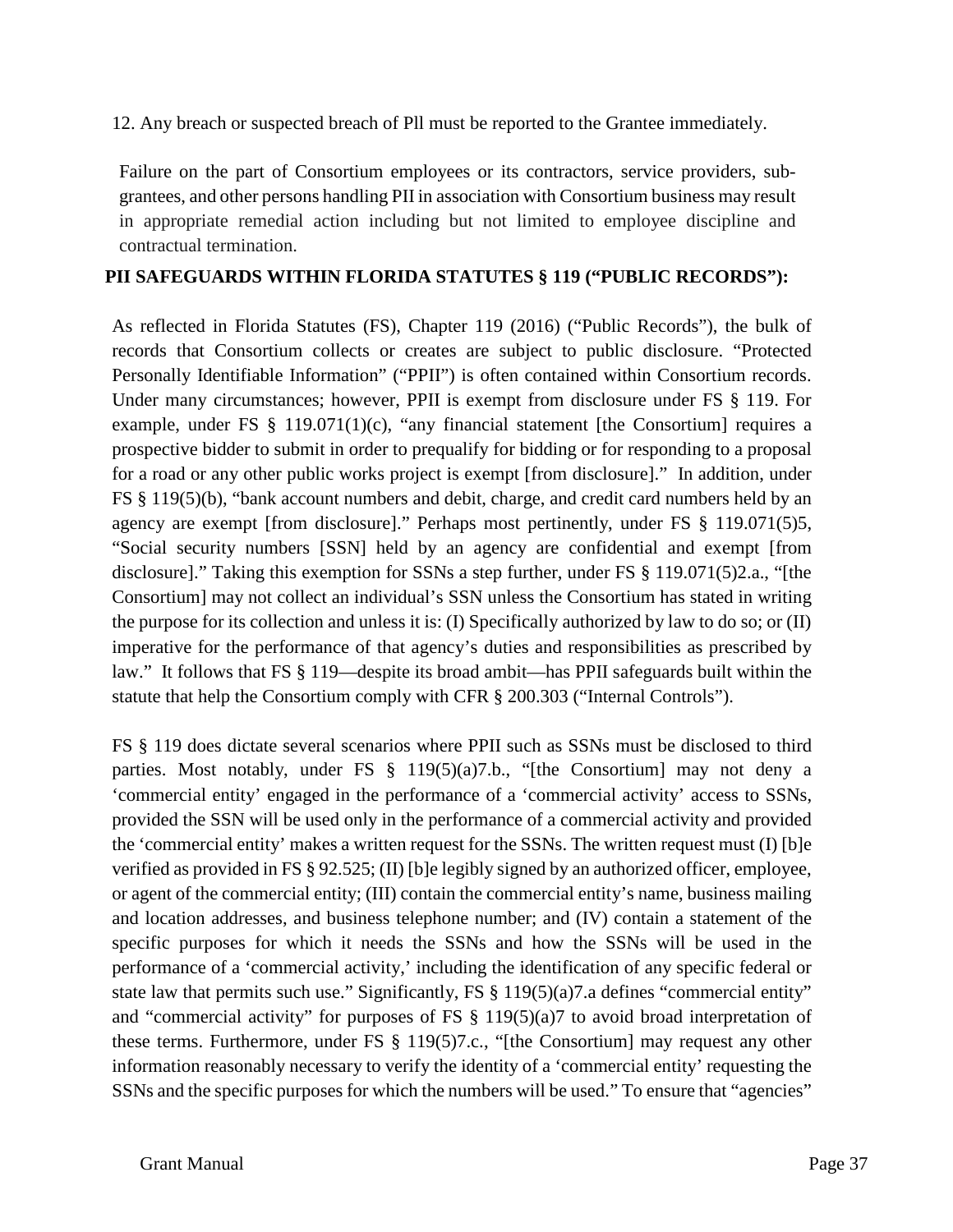12. Any breach or suspected breach of Pll must be reported to the Grantee immediately.

Failure on the part of Consortium employees or its contractors, service providers, sub-grantees, and other persons handling PII in association with Consortium business may result in appropriate remedial action including but not limited to employee discipline and contractual termination.

**PII SAFEGUARDS WITHIN FLORIDA STATUTES § 119 ("PUBLIC RECORDS"):**

As reflected in Florida Statutes (FS), Chapter 119 (2016) ("Public Records"), the bulk of records that Consortium collects or creates are subject to public disclosure. "Protected Personally Identifiable Information" ("PPII") is often contained within Consortium records. Under many circumstances; however, PPII is exempt from disclosure under FS § 119. For example, under FS § 119.071(1)(c), "any financial statement [the Consortium] requires a prospective bidder to submit in order to prequalify for bidding or for responding to a proposal for a road or any other public works project is exempt [from disclosure]." In addition, under FS § 119(5)(b), "bank account numbers and debit, charge, and credit card numbers held by an agency are exempt [from disclosure]." Perhaps most pertinently, under FS § 119.071(5)5, "Social security numbers [SSN] held by an agency are confidential and exempt [from disclosure]." Taking this exemption for SSNs a step further, under FS § 119.071(5)2.a., "[the Consortium] may not collect an individual's SSN unless the Consortium has stated in writing the purpose for its collection and unless it is: (I) Specifically authorized by law to do so; or (II) imperative for the performance of that agency's duties and responsibilities as prescribed by law." It follows that FS § 119—despite its broad ambit—has PPII safeguards built within the statute that help the Consortium comply with CFR § 200.303 ("Internal Controls").

FS § 119 does dictate several scenarios where PPII such as SSNs must be disclosed to third parties. Most notably, under FS § 119(5)(a)7.b., "[the Consortium] may not deny a 'commercial entity' engaged in the performance of a 'commercial activity' access to SSNs, provided the SSN will be used only in the performance of a commercial activity and provided the 'commercial entity' makes a written request for the SSNs. The written request must (I) [b]e verified as provided in FS § 92.525; (II) [b]e legibly signed by an authorized officer, employee, or agent of the commercial entity; (III) contain the commercial entity's name, business mailing and location addresses, and business telephone number; and (IV) contain a statement of the specific purposes for which it needs the SSNs and how the SSNs will be used in the performance of a 'commercial activity,' including the identification of any specific federal or state law that permits such use." Significantly, FS § 119(5)(a)7.a defines "commercial entity" and "commercial activity" for purposes of FS § 119(5)(a)7 to avoid broad interpretation of these terms. Furthermore, under FS § 119(5)7.c., "[the Consortium] may request any other information reasonably necessary to verify the identity of a 'commercial entity' requesting the SSNs and the specific purposes for which the numbers will be used." To ensure that "agencies"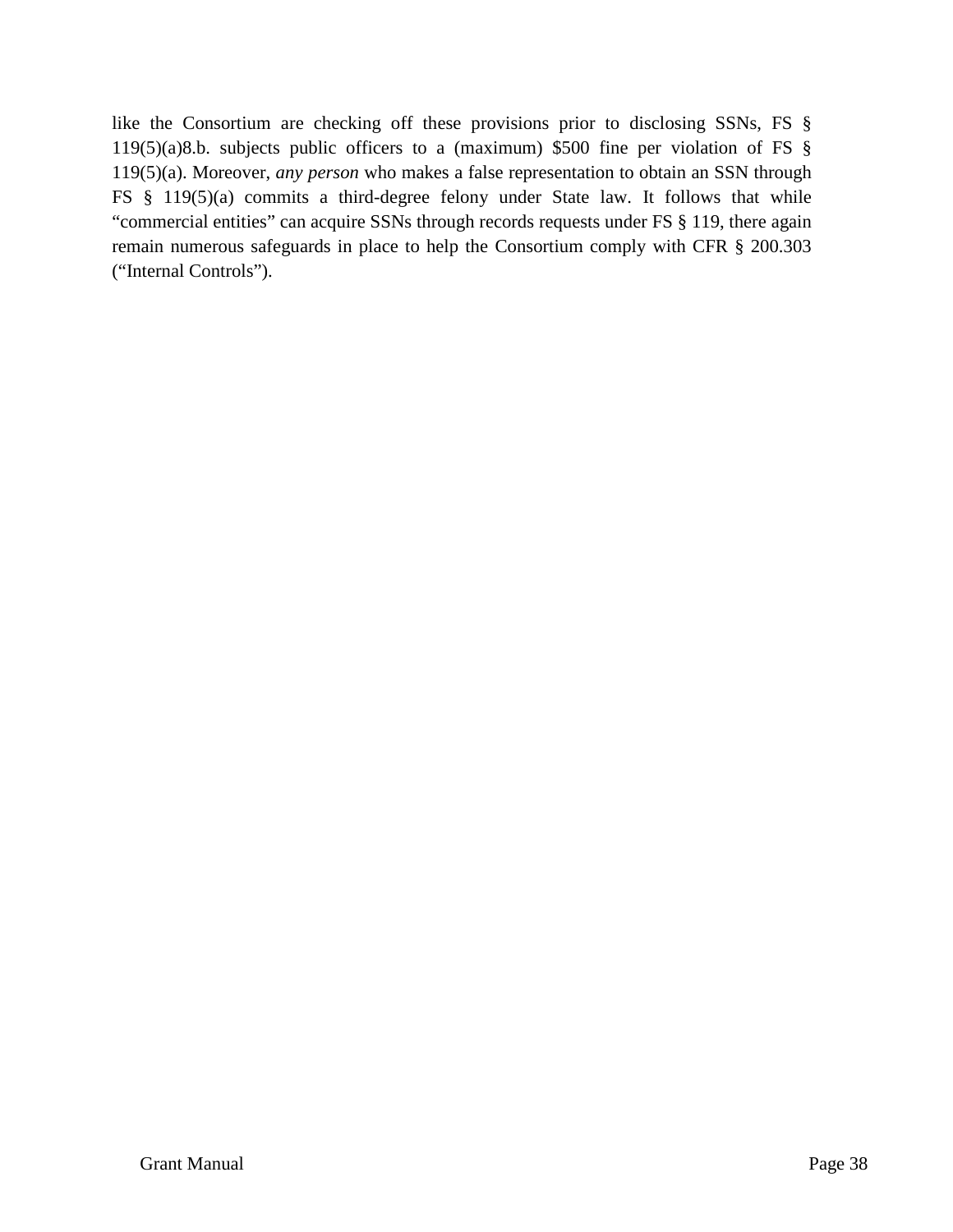like the Consortium are checking off these provisions prior to disclosing SSNs, FS § 119(5)(a)8.b. subjects public officers to a (maximum) $500 fine per violation of FS § 119(5)(a). Moreover, *any person* who makes a false representation to obtain an SSN through FS § 119(5)(a) commits a third-degree felony under State law. It follows that while "commercial entities" can acquire SSNs through records requests under FS § 119, there again remain numerous safeguards in place to help the Consortium comply with CFR § 200.303 ("Internal Controls").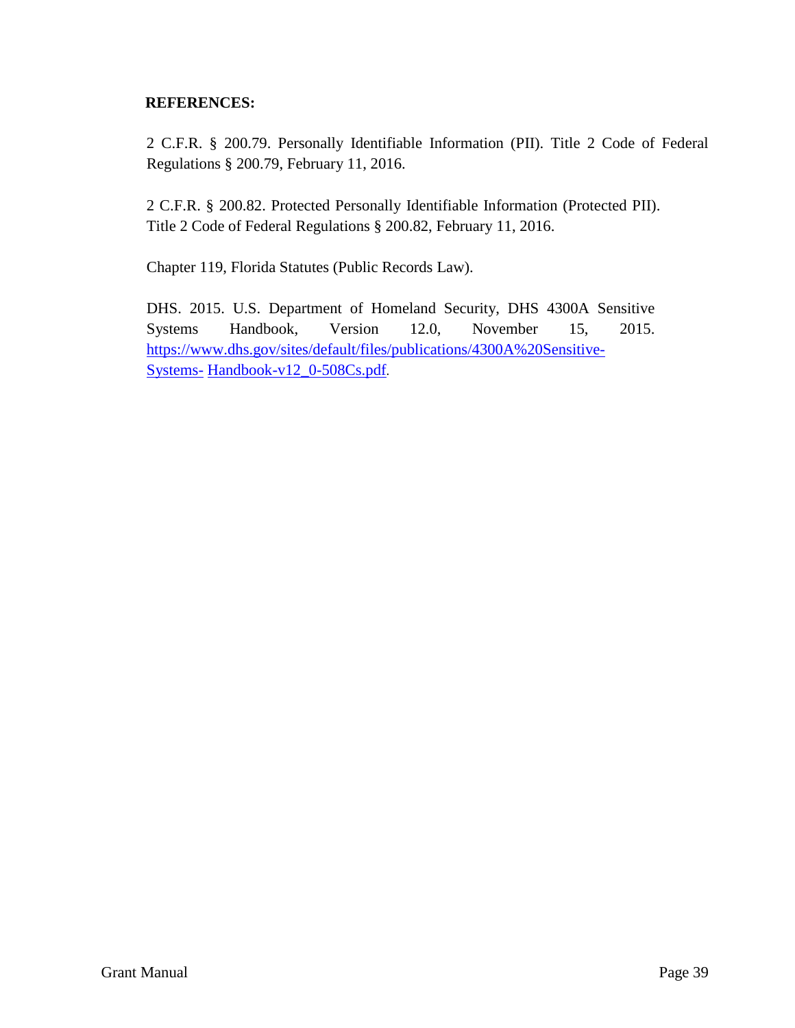**REFERENCES:**

2 C.F.R. § 200.79. Personally Identifiable Information (PII). Title 2 Code of Federal Regulations § 200.79, February 11, 2016.

2 C.F.R. § 200.82. Protected Personally Identifiable Information (Protected PII). Title 2 Code of Federal Regulations § 200.82, February 11, 2016.

Chapter 119, Florida Statutes (Public Records Law).

DHS. 2015. U.S. Department of Homeland Security, DHS 4300A Sensitive Systems Handbook, Version 12.0, November 15, 2015. https://www.dhs.gov/sites/default/files/publications/4300A%20Sensitive-Systems- Handbook-v12_0-508Cs.pdf.